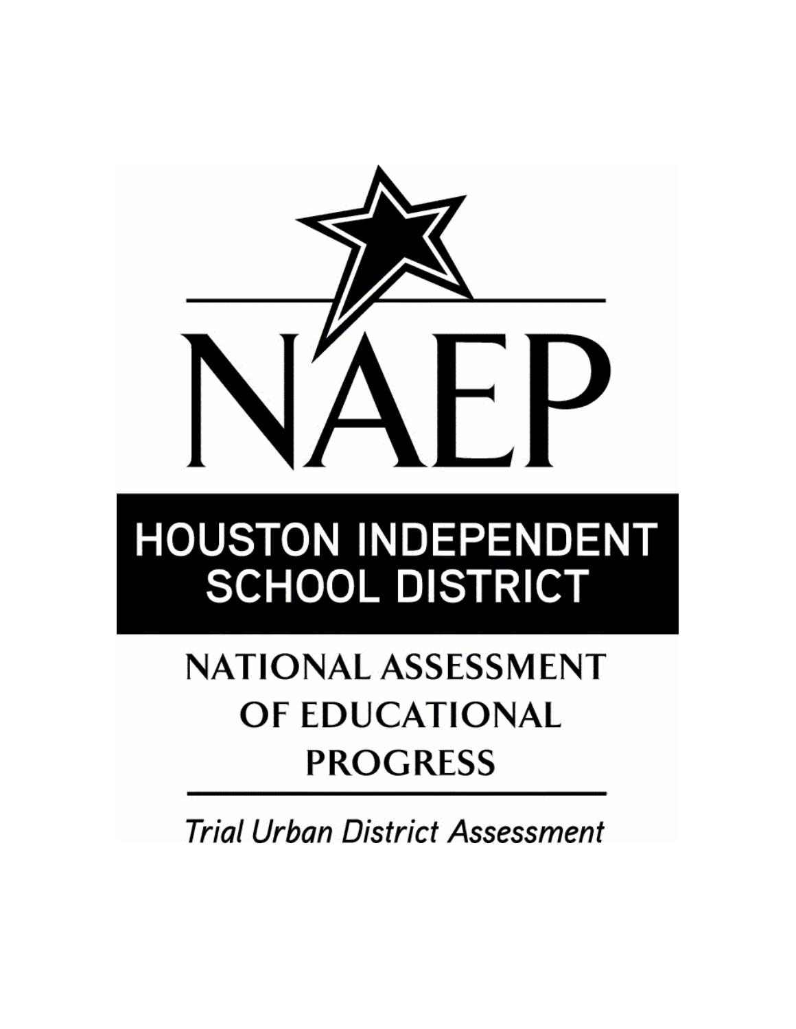# NAEP

## HOUSTON INDEPENDENT SCHOOL DISTRICT

## NATIONAL ASSESSMENT OF EDUCATIONAL PROGRESS

*Trial Urban District Assessment*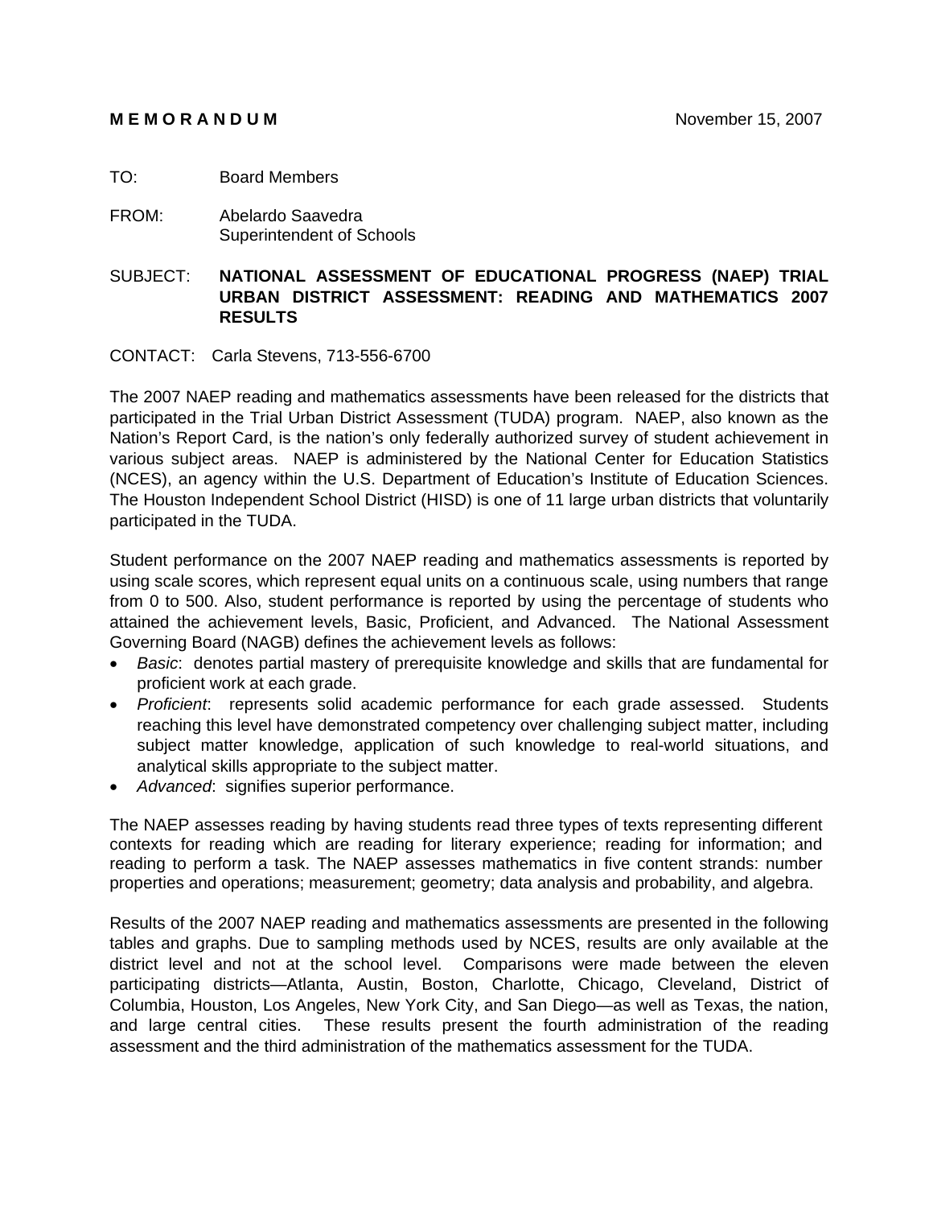**M E M O R A N D U M** November 15, 2007

TO: Board Members

FROM: Abelardo Saavedra
Superintendent of Schools

SUBJECT: **NATIONAL ASSESSMENT OF EDUCATIONAL PROGRESS (NAEP) TRIAL URBAN DISTRICT ASSESSMENT: READING AND MATHEMATICS 2007 RESULTS**

CONTACT: Carla Stevens, 713-556-6700

The 2007 NAEP reading and mathematics assessments have been released for the districts that participated in the Trial Urban District Assessment (TUDA) program. NAEP, also known as the Nation's Report Card, is the nation's only federally authorized survey of student achievement in various subject areas. NAEP is administered by the National Center for Education Statistics (NCES), an agency within the U.S. Department of Education's Institute of Education Sciences. The Houston Independent School District (HISD) is one of 11 large urban districts that voluntarily participated in the TUDA.

Student performance on the 2007 NAEP reading and mathematics assessments is reported by using scale scores, which represent equal units on a continuous scale, using numbers that range from 0 to 500. Also, student performance is reported by using the percentage of students who attained the achievement levels, Basic, Proficient, and Advanced. The National Assessment Governing Board (NAGB) defines the achievement levels as follows:

- *Basic*: denotes partial mastery of prerequisite knowledge and skills that are fundamental for proficient work at each grade.
- *Proficient*: represents solid academic performance for each grade assessed. Students reaching this level have demonstrated competency over challenging subject matter, including subject matter knowledge, application of such knowledge to real-world situations, and analytical skills appropriate to the subject matter.
- *Advanced*: signifies superior performance.

The NAEP assesses reading by having students read three types of texts representing different contexts for reading which are reading for literary experience; reading for information; and reading to perform a task. The NAEP assesses mathematics in five content strands: number properties and operations; measurement; geometry; data analysis and probability, and algebra.

Results of the 2007 NAEP reading and mathematics assessments are presented in the following tables and graphs. Due to sampling methods used by NCES, results are only available at the district level and not at the school level. Comparisons were made between the eleven participating districts—Atlanta, Austin, Boston, Charlotte, Chicago, Cleveland, District of Columbia, Houston, Los Angeles, New York City, and San Diego—as well as Texas, the nation, and large central cities. These results present the fourth administration of the reading assessment and the third administration of the mathematics assessment for the TUDA.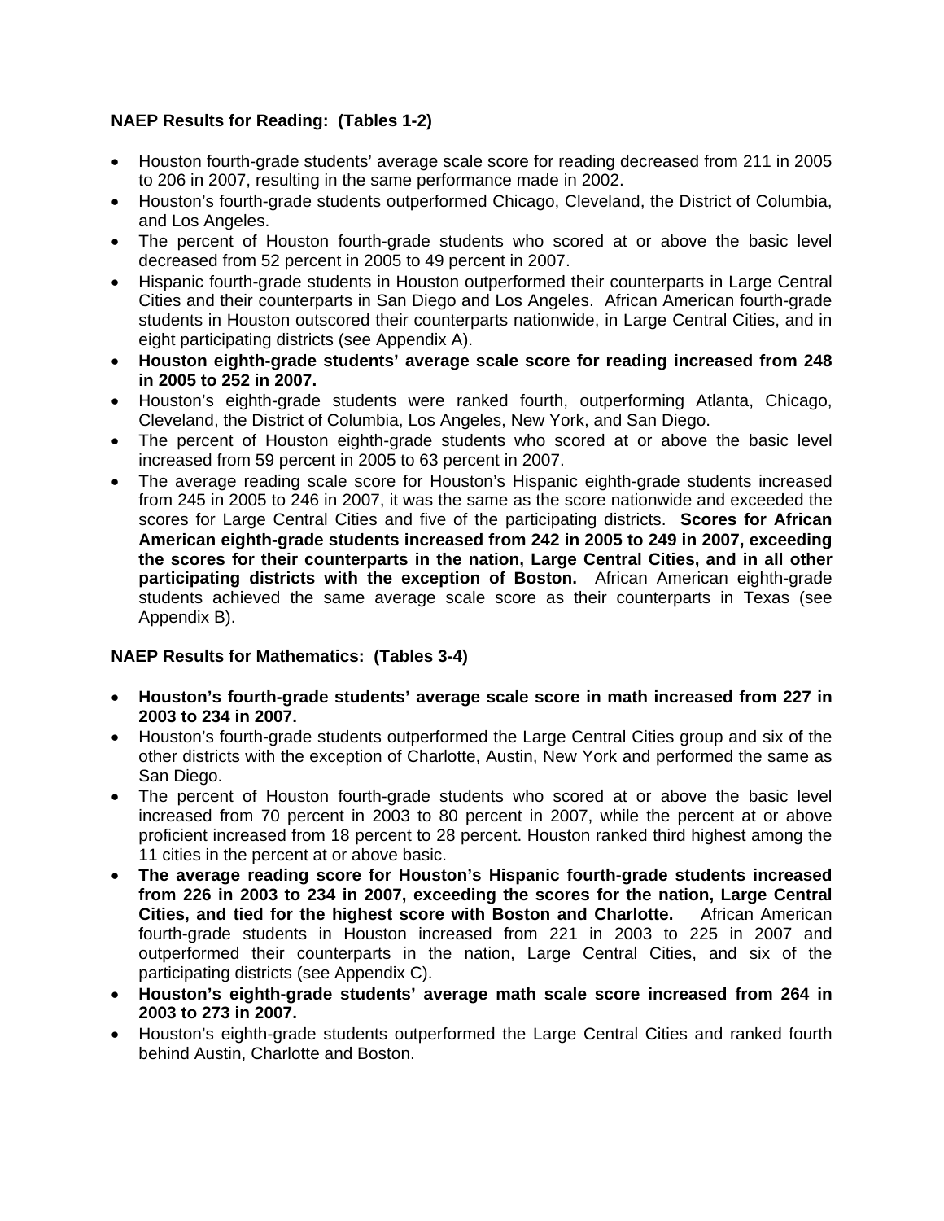**NAEP Results for Reading: (Tables 1-2)**

- Houston fourth-grade students' average scale score for reading decreased from 211 in 2005 to 206 in 2007, resulting in the same performance made in 2002.
- Houston's fourth-grade students outperformed Chicago, Cleveland, the District of Columbia, and Los Angeles.
- The percent of Houston fourth-grade students who scored at or above the basic level decreased from 52 percent in 2005 to 49 percent in 2007.
- Hispanic fourth-grade students in Houston outperformed their counterparts in Large Central Cities and their counterparts in San Diego and Los Angeles. African American fourth-grade students in Houston outscored their counterparts nationwide, in Large Central Cities, and in eight participating districts (see Appendix A).
- **Houston eighth-grade students' average scale score for reading increased from 248 in 2005 to 252 in 2007.**
- Houston's eighth-grade students were ranked fourth, outperforming Atlanta, Chicago, Cleveland, the District of Columbia, Los Angeles, New York, and San Diego.
- The percent of Houston eighth-grade students who scored at or above the basic level increased from 59 percent in 2005 to 63 percent in 2007.
- The average reading scale score for Houston's Hispanic eighth-grade students increased from 245 in 2005 to 246 in 2007, it was the same as the score nationwide and exceeded the scores for Large Central Cities and five of the participating districts. **Scores for African American eighth-grade students increased from 242 in 2005 to 249 in 2007, exceeding the scores for their counterparts in the nation, Large Central Cities, and in all other participating districts with the exception of Boston.** African American eighth-grade students achieved the same average scale score as their counterparts in Texas (see Appendix B).

**NAEP Results for Mathematics: (Tables 3-4)**

- **Houston's fourth-grade students' average scale score in math increased from 227 in 2003 to 234 in 2007.**
- Houston's fourth-grade students outperformed the Large Central Cities group and six of the other districts with the exception of Charlotte, Austin, New York and performed the same as San Diego.
- The percent of Houston fourth-grade students who scored at or above the basic level increased from 70 percent in 2003 to 80 percent in 2007, while the percent at or above proficient increased from 18 percent to 28 percent. Houston ranked third highest among the 11 cities in the percent at or above basic.
- **The average reading score for Houston's Hispanic fourth-grade students increased from 226 in 2003 to 234 in 2007, exceeding the scores for the nation, Large Central Cities, and tied for the highest score with Boston and Charlotte.** African American fourth-grade students in Houston increased from 221 in 2003 to 225 in 2007 and outperformed their counterparts in the nation, Large Central Cities, and six of the participating districts (see Appendix C).
- **Houston's eighth-grade students' average math scale score increased from 264 in 2003 to 273 in 2007.**
- Houston's eighth-grade students outperformed the Large Central Cities and ranked fourth behind Austin, Charlotte and Boston.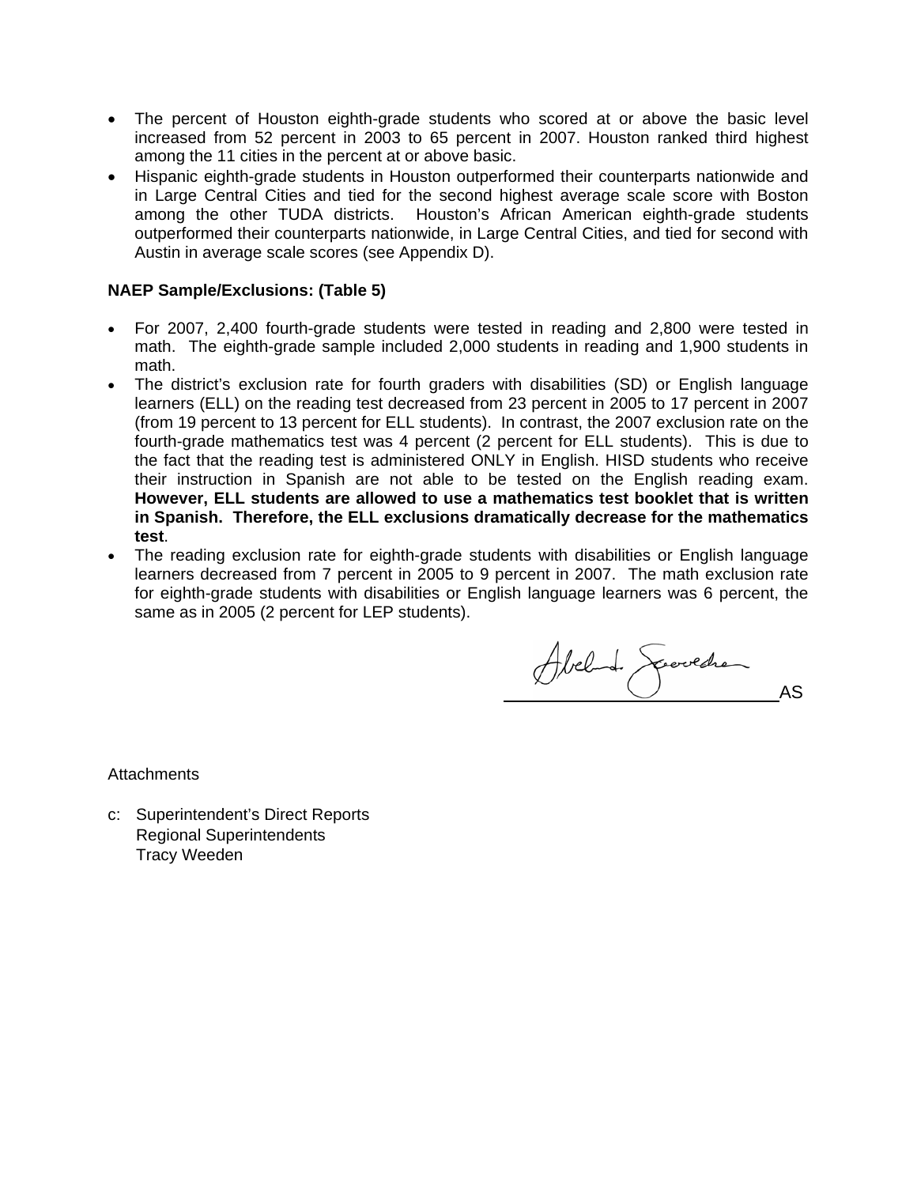- The percent of Houston eighth-grade students who scored at or above the basic level increased from 52 percent in 2003 to 65 percent in 2007. Houston ranked third highest among the 11 cities in the percent at or above basic.
- Hispanic eighth-grade students in Houston outperformed their counterparts nationwide and in Large Central Cities and tied for the second highest average scale score with Boston among the other TUDA districts. Houston's African American eighth-grade students outperformed their counterparts nationwide, in Large Central Cities, and tied for second with Austin in average scale scores (see Appendix D).

**NAEP Sample/Exclusions: (Table 5)**

- For 2007, 2,400 fourth-grade students were tested in reading and 2,800 were tested in math. The eighth-grade sample included 2,000 students in reading and 1,900 students in math.
- The district's exclusion rate for fourth graders with disabilities (SD) or English language learners (ELL) on the reading test decreased from 23 percent in 2005 to 17 percent in 2007 (from 19 percent to 13 percent for ELL students). In contrast, the 2007 exclusion rate on the fourth-grade mathematics test was 4 percent (2 percent for ELL students). This is due to the fact that the reading test is administered ONLY in English. HISD students who receive their instruction in Spanish are not able to be tested on the English reading exam. **However, ELL students are allowed to use a mathematics test booklet that is written in Spanish. Therefore, the ELL exclusions dramatically decrease for the mathematics test**.
- The reading exclusion rate for eighth-grade students with disabilities or English language learners decreased from 7 percent in 2005 to 9 percent in 2007. The math exclusion rate for eighth-grade students with disabilities or English language learners was 6 percent, the same as in 2005 (2 percent for LEP students).

AS

Attachments

c: Superintendent's Direct Reports
Regional Superintendents
Tracy Weeden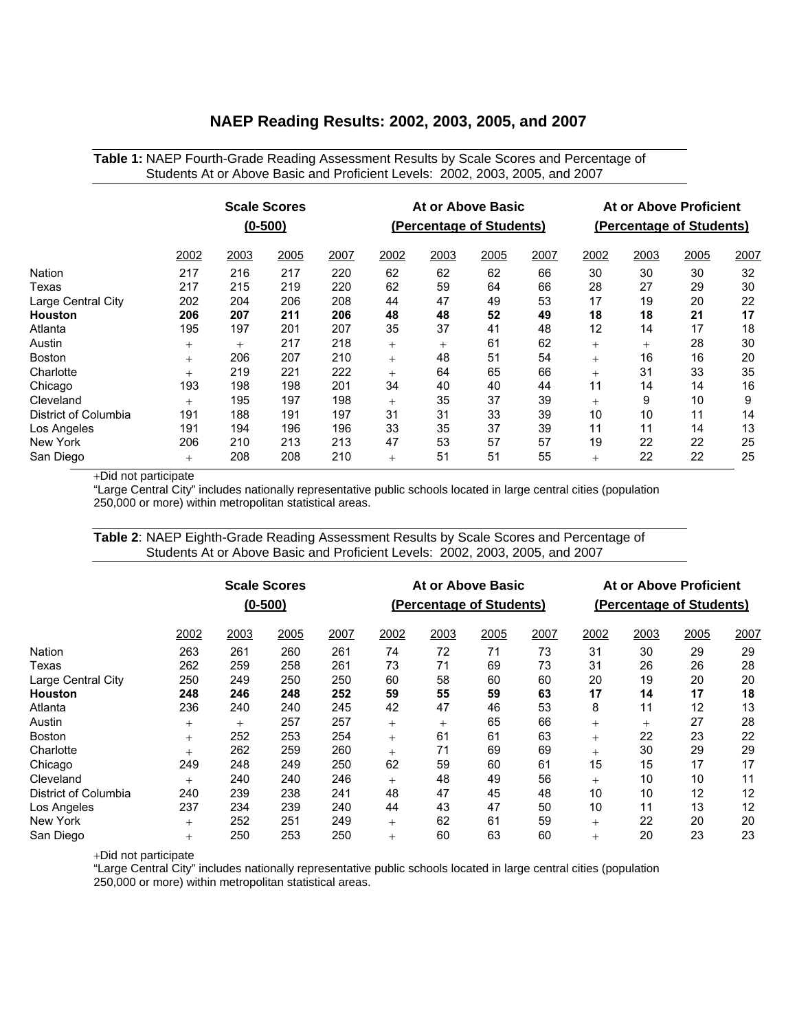# NAEP Reading Results: 2002, 2003, 2005, and 2007

**Table 1:** NAEP Fourth-Grade Reading Assessment Results by Scale Scores and Percentage of Students At or Above Basic and Proficient Levels: 2002, 2003, 2005, and 2007

| | Scale Scores (0-500) | | | | At or Above Basic (Percentage of Students) | | | | At or Above Proficient (Percentage of Students) | | | |
|---|---|---|---|---|---|---|---|---|---|---|---|---|
| | 2002 | 2003 | 2005 | 2007 | 2002 | 2003 | 2005 | 2007 | 2002 | 2003 | 2005 | 2007 |
| Nation | 217 | 216 | 217 | 220 | 62 | 62 | 62 | 66 | 30 | 30 | 30 | 32 |
| Texas | 217 | 215 | 219 | 220 | 62 | 59 | 64 | 66 | 28 | 27 | 29 | 30 |
| Large Central City | 202 | 204 | 206 | 208 | 44 | 47 | 49 | 53 | 17 | 19 | 20 | 22 |
| **Houston** | **206** | **207** | **211** | **206** | **48** | **48** | **52** | **49** | **18** | **18** | **21** | **17** |
| Atlanta | 195 | 197 | 201 | 207 | 35 | 37 | 41 | 48 | 12 | 14 | 17 | 18 |
| Austin | + | + | 217 | 218 | + | + | 61 | 62 | + | + | 28 | 30 |
| Boston | + | 206 | 207 | 210 | + | 48 | 51 | 54 | + | 16 | 16 | 20 |
| Charlotte | + | 219 | 221 | 222 | + | 64 | 65 | 66 | + | 31 | 33 | 35 |
| Chicago | 193 | 198 | 198 | 201 | 34 | 40 | 40 | 44 | 11 | 14 | 14 | 16 |
| Cleveland | + | 195 | 197 | 198 | + | 35 | 37 | 39 | + | 9 | 10 | 9 |
| District of Columbia | 191 | 188 | 191 | 197 | 31 | 31 | 33 | 39 | 10 | 10 | 11 | 14 |
| Los Angeles | 191 | 194 | 196 | 196 | 33 | 35 | 37 | 39 | 11 | 11 | 14 | 13 |
| New York | 206 | 210 | 213 | 213 | 47 | 53 | 57 | 57 | 19 | 22 | 22 | 25 |
| San Diego | + | 208 | 208 | 210 | + | 51 | 51 | 55 | + | 22 | 22 | 25 |

+Did not participate

"Large Central City" includes nationally representative public schools located in large central cities (population 250,000 or more) within metropolitan statistical areas.

**Table 2**: NAEP Eighth-Grade Reading Assessment Results by Scale Scores and Percentage of Students At or Above Basic and Proficient Levels: 2002, 2003, 2005, and 2007

| | Scale Scores (0-500) | | | | At or Above Basic (Percentage of Students) | | | | At or Above Proficient (Percentage of Students) | | | |
|---|---|---|---|---|---|---|---|---|---|---|---|---|
| | 2002 | 2003 | 2005 | 2007 | 2002 | 2003 | 2005 | 2007 | 2002 | 2003 | 2005 | 2007 |
| Nation | 263 | 261 | 260 | 261 | 74 | 72 | 71 | 73 | 31 | 30 | 29 | 29 |
| Texas | 262 | 259 | 258 | 261 | 73 | 71 | 69 | 73 | 31 | 26 | 26 | 28 |
| Large Central City | 250 | 249 | 250 | 250 | 60 | 58 | 60 | 60 | 20 | 19 | 20 | 20 |
| **Houston** | **248** | **246** | **248** | **252** | **59** | **55** | **59** | **63** | **17** | **14** | **17** | **18** |
| Atlanta | 236 | 240 | 240 | 245 | 42 | 47 | 46 | 53 | 8 | 11 | 12 | 13 |
| Austin | + | + | 257 | 257 | + | + | 65 | 66 | + | + | 27 | 28 |
| Boston | + | 252 | 253 | 254 | + | 61 | 61 | 63 | + | 22 | 23 | 22 |
| Charlotte | + | 262 | 259 | 260 | + | 71 | 69 | 69 | + | 30 | 29 | 29 |
| Chicago | 249 | 248 | 249 | 250 | 62 | 59 | 60 | 61 | 15 | 15 | 17 | 17 |
| Cleveland | + | 240 | 240 | 246 | + | 48 | 49 | 56 | + | 10 | 10 | 11 |
| District of Columbia | 240 | 239 | 238 | 241 | 48 | 47 | 45 | 48 | 10 | 10 | 12 | 12 |
| Los Angeles | 237 | 234 | 239 | 240 | 44 | 43 | 47 | 50 | 10 | 11 | 13 | 12 |
| New York | + | 252 | 251 | 249 | + | 62 | 61 | 59 | + | 22 | 20 | 20 |
| San Diego | + | 250 | 253 | 250 | + | 60 | 63 | 60 | + | 20 | 23 | 23 |

+Did not participate

"Large Central City" includes nationally representative public schools located in large central cities (population 250,000 or more) within metropolitan statistical areas.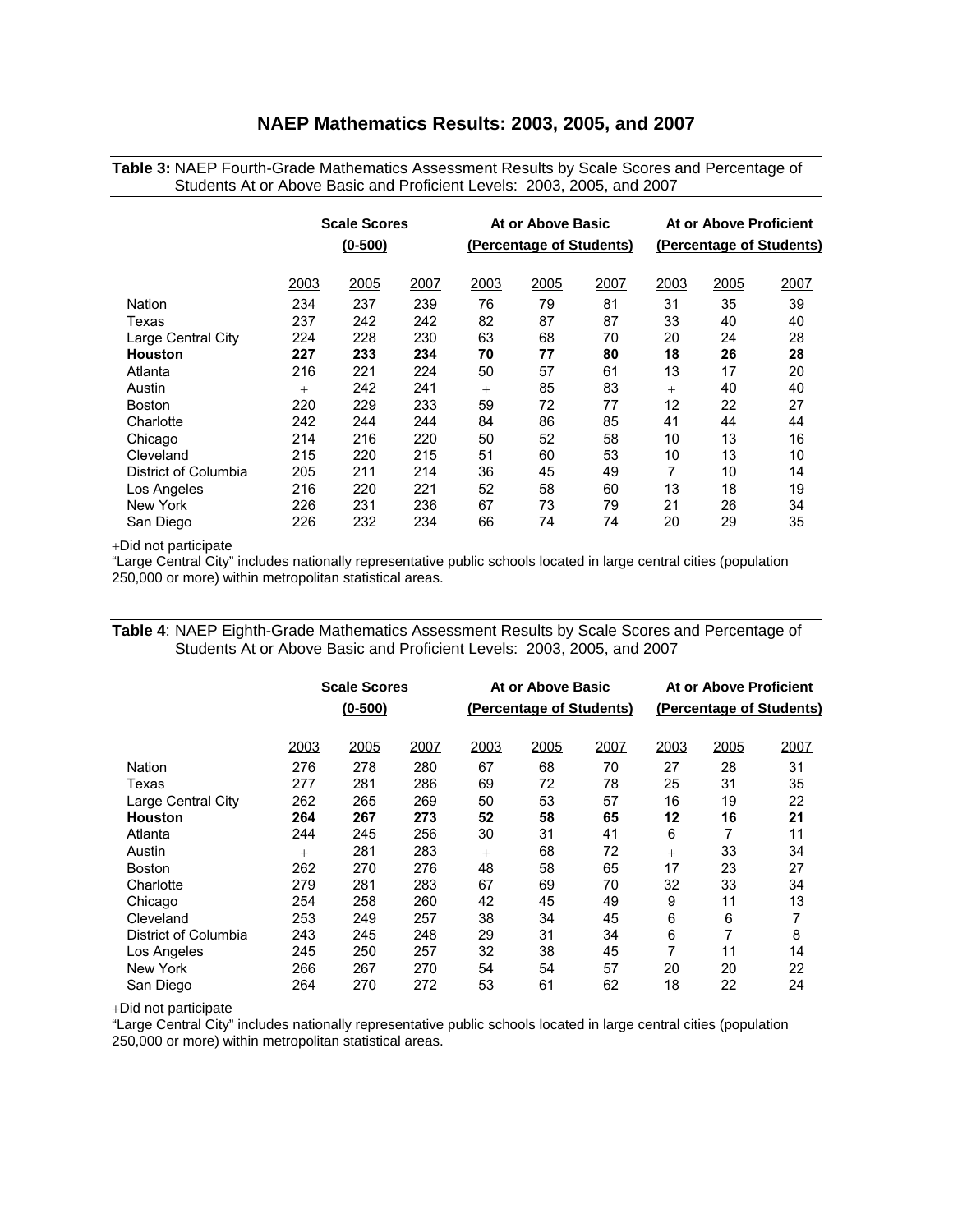# NAEP Mathematics Results: 2003, 2005, and 2007

**Table 3:** NAEP Fourth-Grade Mathematics Assessment Results by Scale Scores and Percentage of Students At or Above Basic and Proficient Levels: 2003, 2005, and 2007

| | Scale Scores (0-500) | | | At or Above Basic (Percentage of Students) | | | At or Above Proficient (Percentage of Students) | | |
|---|---|---|---|---|---|---|---|---|---|
| | 2003 | 2005 | 2007 | 2003 | 2005 | 2007 | 2003 | 2005 | 2007 |
| Nation | 234 | 237 | 239 | 76 | 79 | 81 | 31 | 35 | 39 |
| Texas | 237 | 242 | 242 | 82 | 87 | 87 | 33 | 40 | 40 |
| Large Central City | 224 | 228 | 230 | 63 | 68 | 70 | 20 | 24 | 28 |
| **Houston** | **227** | **233** | **234** | **70** | **77** | **80** | **18** | **26** | **28** |
| Atlanta | 216 | 221 | 224 | 50 | 57 | 61 | 13 | 17 | 20 |
| Austin | + | 242 | 241 | + | 85 | 83 | + | 40 | 40 |
| Boston | 220 | 229 | 233 | 59 | 72 | 77 | 12 | 22 | 27 |
| Charlotte | 242 | 244 | 244 | 84 | 86 | 85 | 41 | 44 | 44 |
| Chicago | 214 | 216 | 220 | 50 | 52 | 58 | 10 | 13 | 16 |
| Cleveland | 215 | 220 | 215 | 51 | 60 | 53 | 10 | 13 | 10 |
| District of Columbia | 205 | 211 | 214 | 36 | 45 | 49 | 7 | 10 | 14 |
| Los Angeles | 216 | 220 | 221 | 52 | 58 | 60 | 13 | 18 | 19 |
| New York | 226 | 231 | 236 | 67 | 73 | 79 | 21 | 26 | 34 |
| San Diego | 226 | 232 | 234 | 66 | 74 | 74 | 20 | 29 | 35 |

+Did not participate

"Large Central City" includes nationally representative public schools located in large central cities (population 250,000 or more) within metropolitan statistical areas.

**Table 4**: NAEP Eighth-Grade Mathematics Assessment Results by Scale Scores and Percentage of Students At or Above Basic and Proficient Levels: 2003, 2005, and 2007

| | Scale Scores (0-500) | | | At or Above Basic (Percentage of Students) | | | At or Above Proficient (Percentage of Students) | | |
|---|---|---|---|---|---|---|---|---|---|
| | 2003 | 2005 | 2007 | 2003 | 2005 | 2007 | 2003 | 2005 | 2007 |
| Nation | 276 | 278 | 280 | 67 | 68 | 70 | 27 | 28 | 31 |
| Texas | 277 | 281 | 286 | 69 | 72 | 78 | 25 | 31 | 35 |
| Large Central City | 262 | 265 | 269 | 50 | 53 | 57 | 16 | 19 | 22 |
| **Houston** | **264** | **267** | **273** | **52** | **58** | **65** | **12** | **16** | **21** |
| Atlanta | 244 | 245 | 256 | 30 | 31 | 41 | 6 | 7 | 11 |
| Austin | + | 281 | 283 | + | 68 | 72 | + | 33 | 34 |
| Boston | 262 | 270 | 276 | 48 | 58 | 65 | 17 | 23 | 27 |
| Charlotte | 279 | 281 | 283 | 67 | 69 | 70 | 32 | 33 | 34 |
| Chicago | 254 | 258 | 260 | 42 | 45 | 49 | 9 | 11 | 13 |
| Cleveland | 253 | 249 | 257 | 38 | 34 | 45 | 6 | 6 | 7 |
| District of Columbia | 243 | 245 | 248 | 29 | 31 | 34 | 6 | 7 | 8 |
| Los Angeles | 245 | 250 | 257 | 32 | 38 | 45 | 7 | 11 | 14 |
| New York | 266 | 267 | 270 | 54 | 54 | 57 | 20 | 20 | 22 |
| San Diego | 264 | 270 | 272 | 53 | 61 | 62 | 18 | 22 | 24 |

+Did not participate

"Large Central City" includes nationally representative public schools located in large central cities (population 250,000 or more) within metropolitan statistical areas.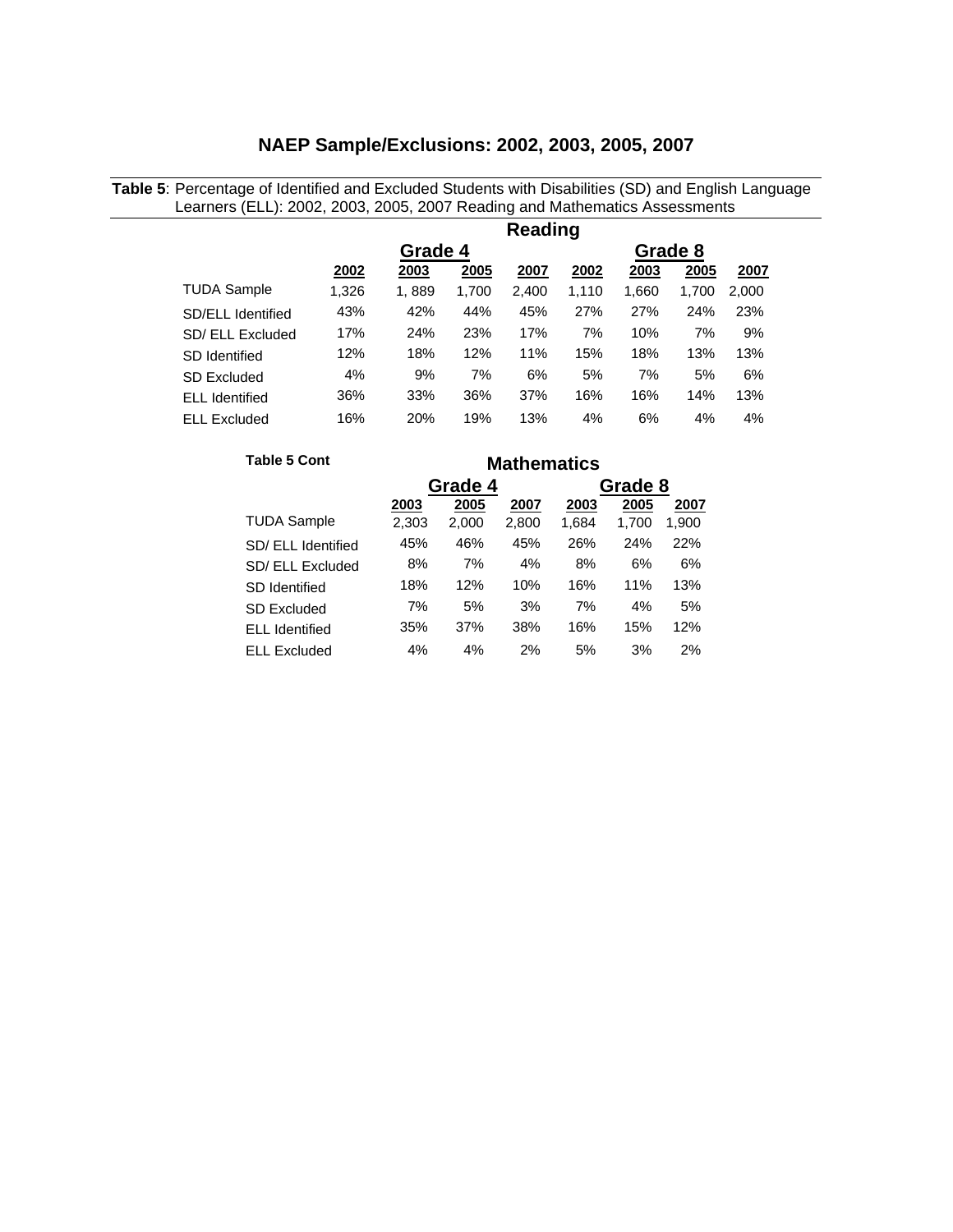# NAEP Sample/Exclusions: 2002, 2003, 2005, 2007

**Table 5**: Percentage of Identified and Excluded Students with Disabilities (SD) and English Language Learners (ELL): 2002, 2003, 2005, 2007 Reading and Mathematics Assessments

| | Reading | | | | | | | |
|---|---|---|---|---|---|---|---|---|
| | Grade 4 | | | | Grade 8 | | | |
| | 2002 | 2003 | 2005 | 2007 | 2002 | 2003 | 2005 | 2007 |
| TUDA Sample | 1,326 | 1, 889 | 1,700 | 2,400 | 1,110 | 1,660 | 1,700 | 2,000 |
| SD/ELL Identified | 43% | 42% | 44% | 45% | 27% | 27% | 24% | 23% |
| SD/ ELL Excluded | 17% | 24% | 23% | 17% | 7% | 10% | 7% | 9% |
| SD Identified | 12% | 18% | 12% | 11% | 15% | 18% | 13% | 13% |
| SD Excluded | 4% | 9% | 7% | 6% | 5% | 7% | 5% | 6% |
| ELL Identified | 36% | 33% | 36% | 37% | 16% | 16% | 14% | 13% |
| ELL Excluded | 16% | 20% | 19% | 13% | 4% | 6% | 4% | 4% |

**Table 5 Cont**

| | Mathematics | | | | | |
|---|---|---|---|---|---|---|
| | Grade 4 | | | Grade 8 | | |
| | 2003 | 2005 | 2007 | 2003 | 2005 | 2007 |
| TUDA Sample | 2,303 | 2,000 | 2,800 | 1,684 | 1,700 | 1,900 |
| SD/ ELL Identified | 45% | 46% | 45% | 26% | 24% | 22% |
| SD/ ELL Excluded | 8% | 7% | 4% | 8% | 6% | 6% |
| SD Identified | 18% | 12% | 10% | 16% | 11% | 13% |
| SD Excluded | 7% | 5% | 3% | 7% | 4% | 5% |
| ELL Identified | 35% | 37% | 38% | 16% | 15% | 12% |
| ELL Excluded | 4% | 4% | 2% | 5% | 3% | 2% |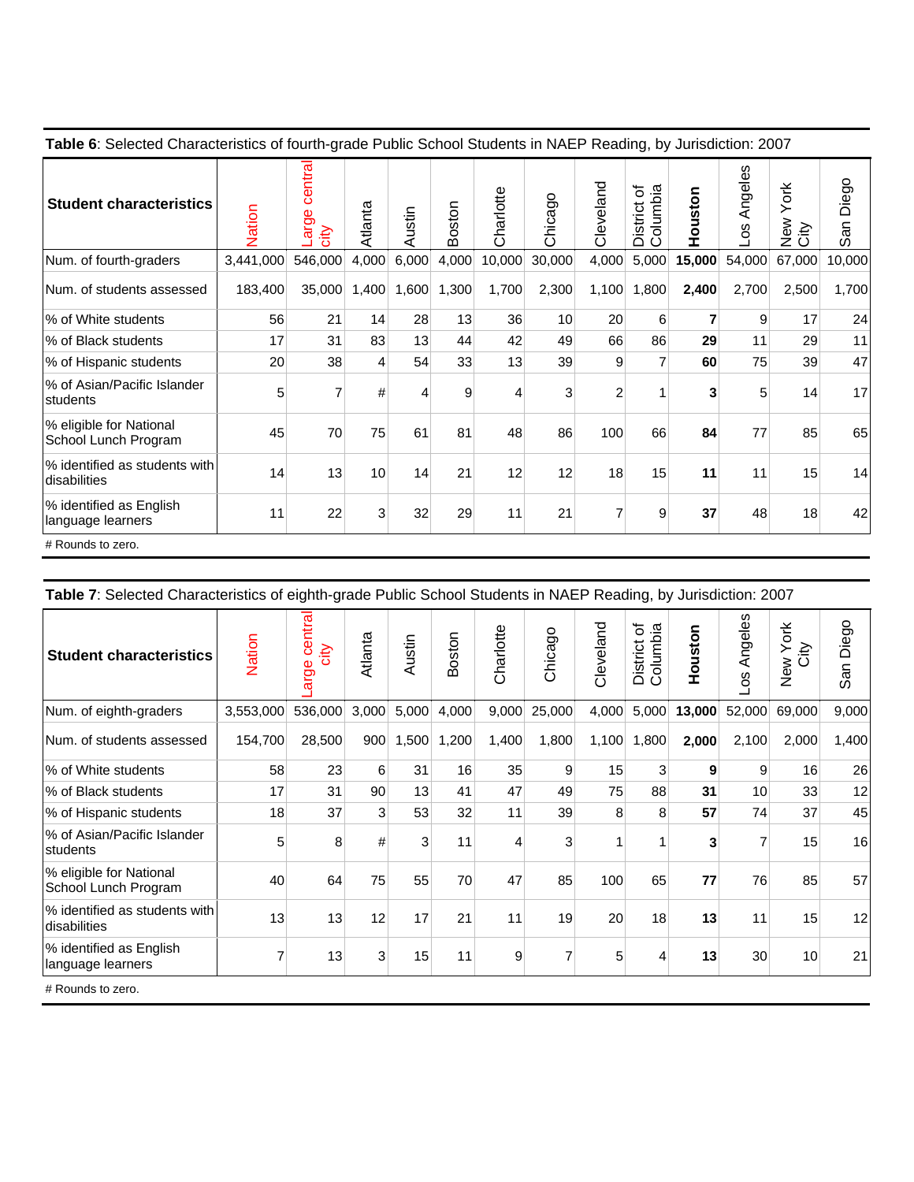**Table 6**: Selected Characteristics of fourth-grade Public School Students in NAEP Reading, by Jurisdiction: 2007

| Student characteristics | Nation | Large central city | Atlanta | Austin | Boston | Charlotte | Chicago | Cleveland | District of Columbia | **Houston** | Los Angeles | New York City | San Diego |
|---|---|---|---|---|---|---|---|---|---|---|---|---|---|
| Num. of fourth-graders | 3,441,000 | 546,000 | 4,000 | 6,000 | 4,000 | 10,000 | 30,000 | 4,000 | 5,000 | **15,000** | 54,000 | 67,000 | 10,000 |
| Num. of students assessed | 183,400 | 35,000 | 1,400 | 1,600 | 1,300 | 1,700 | 2,300 | 1,100 | 1,800 | **2,400** | 2,700 | 2,500 | 1,700 |
| % of White students | 56 | 21 | 14 | 28 | 13 | 36 | 10 | 20 | 6 | **7** | 9 | 17 | 24 |
| % of Black students | 17 | 31 | 83 | 13 | 44 | 42 | 49 | 66 | 86 | **29** | 11 | 29 | 11 |
| % of Hispanic students | 20 | 38 | 4 | 54 | 33 | 13 | 39 | 9 | 7 | **60** | 75 | 39 | 47 |
| % of Asian/Pacific Islander students | 5 | 7 | # | 4 | 9 | 4 | 3 | 2 | 1 | **3** | 5 | 14 | 17 |
| % eligible for National School Lunch Program | 45 | 70 | 75 | 61 | 81 | 48 | 86 | 100 | 66 | **84** | 77 | 85 | 65 |
| % identified as students with disabilities | 14 | 13 | 10 | 14 | 21 | 12 | 12 | 18 | 15 | **11** | 11 | 15 | 14 |
| % identified as English language learners | 11 | 22 | 3 | 32 | 29 | 11 | 21 | 7 | 9 | **37** | 48 | 18 | 42 |

# Rounds to zero.

**Table 7**: Selected Characteristics of eighth-grade Public School Students in NAEP Reading, by Jurisdiction: 2007

| Student characteristics | Nation | Large central city | Atlanta | Austin | Boston | Charlotte | Chicago | Cleveland | District of Columbia | **Houston** | Los Angeles | New York City | San Diego |
|---|---|---|---|---|---|---|---|---|---|---|---|---|---|
| Num. of eighth-graders | 3,553,000 | 536,000 | 3,000 | 5,000 | 4,000 | 9,000 | 25,000 | 4,000 | 5,000 | **13,000** | 52,000 | 69,000 | 9,000 |
| Num. of students assessed | 154,700 | 28,500 | 900 | 1,500 | 1,200 | 1,400 | 1,800 | 1,100 | 1,800 | **2,000** | 2,100 | 2,000 | 1,400 |
| % of White students | 58 | 23 | 6 | 31 | 16 | 35 | 9 | 15 | 3 | **9** | 9 | 16 | 26 |
| % of Black students | 17 | 31 | 90 | 13 | 41 | 47 | 49 | 75 | 88 | **31** | 10 | 33 | 12 |
| % of Hispanic students | 18 | 37 | 3 | 53 | 32 | 11 | 39 | 8 | 8 | **57** | 74 | 37 | 45 |
| % of Asian/Pacific Islander students | 5 | 8 | # | 3 | 11 | 4 | 3 | 1 | 1 | **3** | 7 | 15 | 16 |
| % eligible for National School Lunch Program | 40 | 64 | 75 | 55 | 70 | 47 | 85 | 100 | 65 | **77** | 76 | 85 | 57 |
| % identified as students with disabilities | 13 | 13 | 12 | 17 | 21 | 11 | 19 | 20 | 18 | **13** | 11 | 15 | 12 |
| % identified as English language learners | 7 | 13 | 3 | 15 | 11 | 9 | 7 | 5 | 4 | **13** | 30 | 10 | 21 |

# Rounds to zero.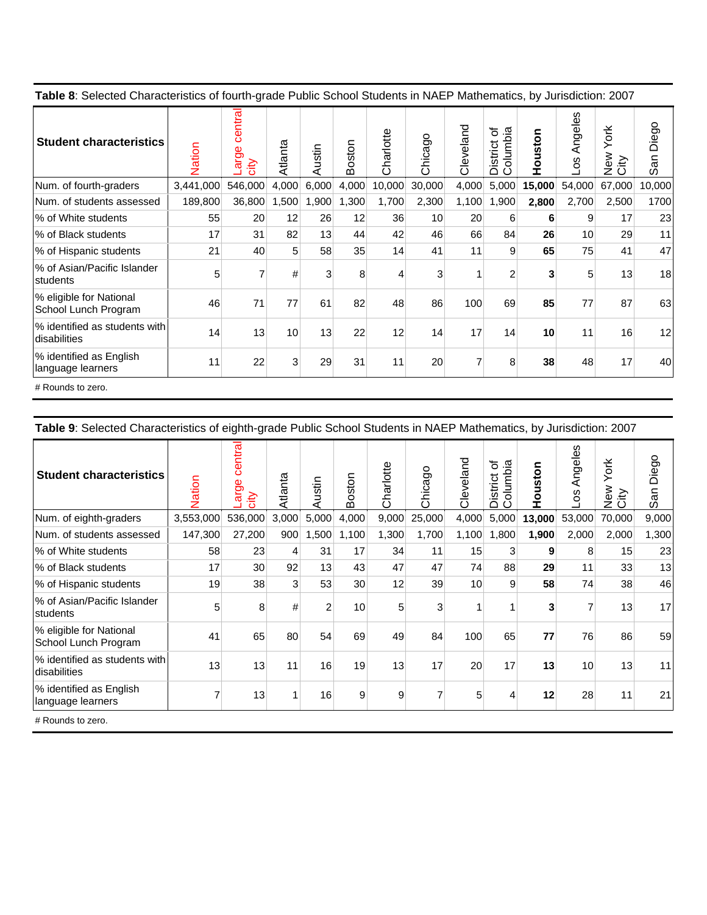**Table 8**: Selected Characteristics of fourth-grade Public School Students in NAEP Mathematics, by Jurisdiction: 2007

| Student characteristics | Nation | Large central city | Atlanta | Austin | Boston | Charlotte | Chicago | Cleveland | District of Columbia | **Houston** | Los Angeles | New York City | San Diego |
|---|---|---|---|---|---|---|---|---|---|---|---|---|---|
| Num. of fourth-graders | 3,441,000 | 546,000 | 4,000 | 6,000 | 4,000 | 10,000 | 30,000 | 4,000 | 5,000 | **15,000** | 54,000 | 67,000 | 10,000 |
| Num. of students assessed | 189,800 | 36,800 | 1,500 | 1,900 | 1,300 | 1,700 | 2,300 | 1,100 | 1,900 | **2,800** | 2,700 | 2,500 | 1700 |
| % of White students | 55 | 20 | 12 | 26 | 12 | 36 | 10 | 20 | 6 | **6** | 9 | 17 | 23 |
| % of Black students | 17 | 31 | 82 | 13 | 44 | 42 | 46 | 66 | 84 | **26** | 10 | 29 | 11 |
| % of Hispanic students | 21 | 40 | 5 | 58 | 35 | 14 | 41 | 11 | 9 | **65** | 75 | 41 | 47 |
| % of Asian/Pacific Islander students | 5 | 7 | # | 3 | 8 | 4 | 3 | 1 | 2 | **3** | 5 | 13 | 18 |
| % eligible for National School Lunch Program | 46 | 71 | 77 | 61 | 82 | 48 | 86 | 100 | 69 | **85** | 77 | 87 | 63 |
| % identified as students with disabilities | 14 | 13 | 10 | 13 | 22 | 12 | 14 | 17 | 14 | **10** | 11 | 16 | 12 |
| % identified as English language learners | 11 | 22 | 3 | 29 | 31 | 11 | 20 | 7 | 8 | **38** | 48 | 17 | 40 |

# Rounds to zero.

**Table 9**: Selected Characteristics of eighth-grade Public School Students in NAEP Mathematics, by Jurisdiction: 2007

| Student characteristics | Nation | Large central city | Atlanta | Austin | Boston | Charlotte | Chicago | Cleveland | District of Columbia | **Houston** | Los Angeles | New York City | San Diego |
|---|---|---|---|---|---|---|---|---|---|---|---|---|---|
| Num. of eighth-graders | 3,553,000 | 536,000 | 3,000 | 5,000 | 4,000 | 9,000 | 25,000 | 4,000 | 5,000 | **13,000** | 53,000 | 70,000 | 9,000 |
| Num. of students assessed | 147,300 | 27,200 | 900 | 1,500 | 1,100 | 1,300 | 1,700 | 1,100 | 1,800 | **1,900** | 2,000 | 2,000 | 1,300 |
| % of White students | 58 | 23 | 4 | 31 | 17 | 34 | 11 | 15 | 3 | **9** | 8 | 15 | 23 |
| % of Black students | 17 | 30 | 92 | 13 | 43 | 47 | 47 | 74 | 88 | **29** | 11 | 33 | 13 |
| % of Hispanic students | 19 | 38 | 3 | 53 | 30 | 12 | 39 | 10 | 9 | **58** | 74 | 38 | 46 |
| % of Asian/Pacific Islander students | 5 | 8 | # | 2 | 10 | 5 | 3 | 1 | 1 | **3** | 7 | 13 | 17 |
| % eligible for National School Lunch Program | 41 | 65 | 80 | 54 | 69 | 49 | 84 | 100 | 65 | **77** | 76 | 86 | 59 |
| % identified as students with disabilities | 13 | 13 | 11 | 16 | 19 | 13 | 17 | 20 | 17 | **13** | 10 | 13 | 11 |
| % identified as English language learners | 7 | 13 | 1 | 16 | 9 | 9 | 7 | 5 | 4 | **12** | 28 | 11 | 21 |

# Rounds to zero.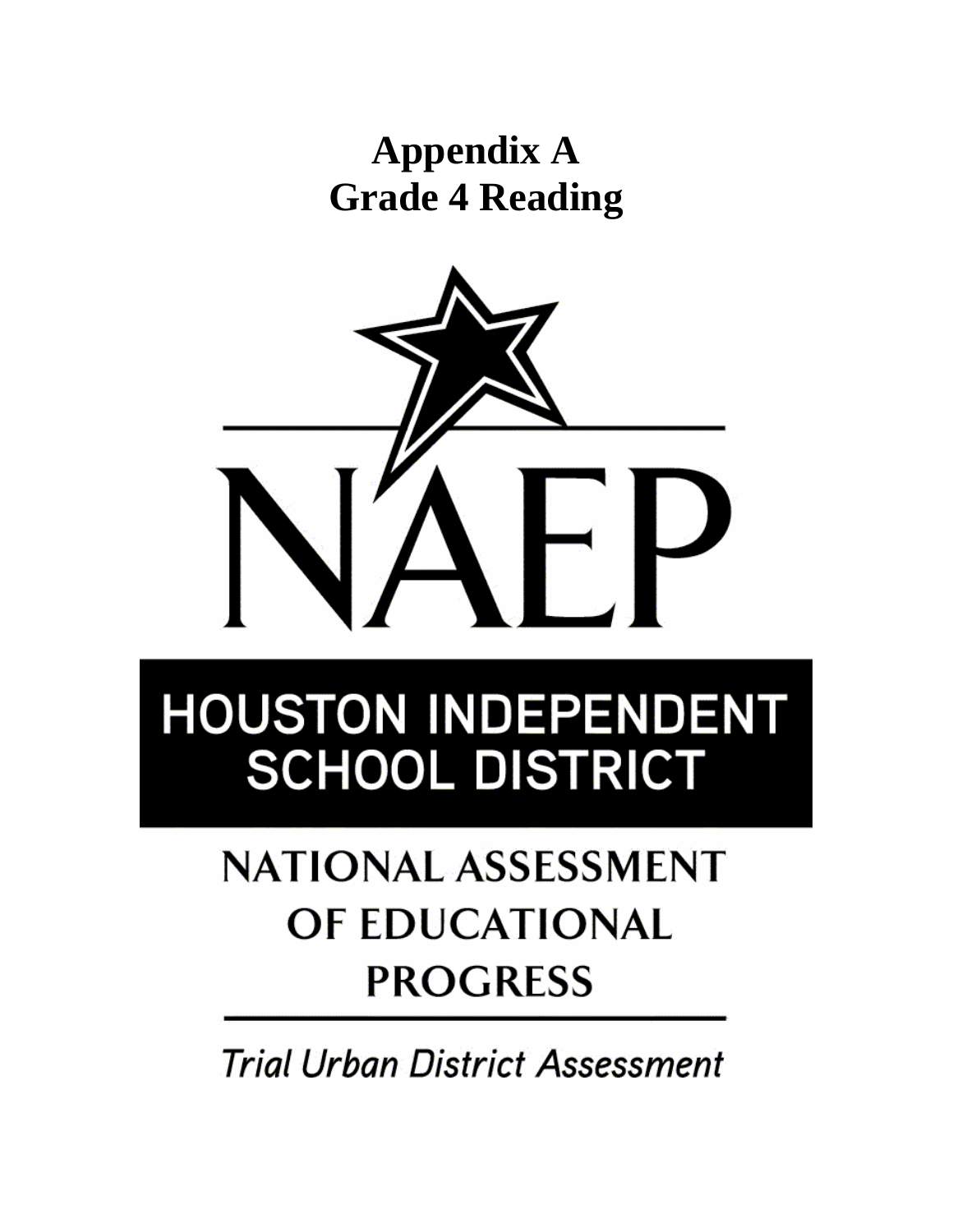# Appendix A
# Grade 4 Reading

NAEP

HOUSTON INDEPENDENT SCHOOL DISTRICT

NATIONAL ASSESSMENT OF EDUCATIONAL PROGRESS

*Trial Urban District Assessment*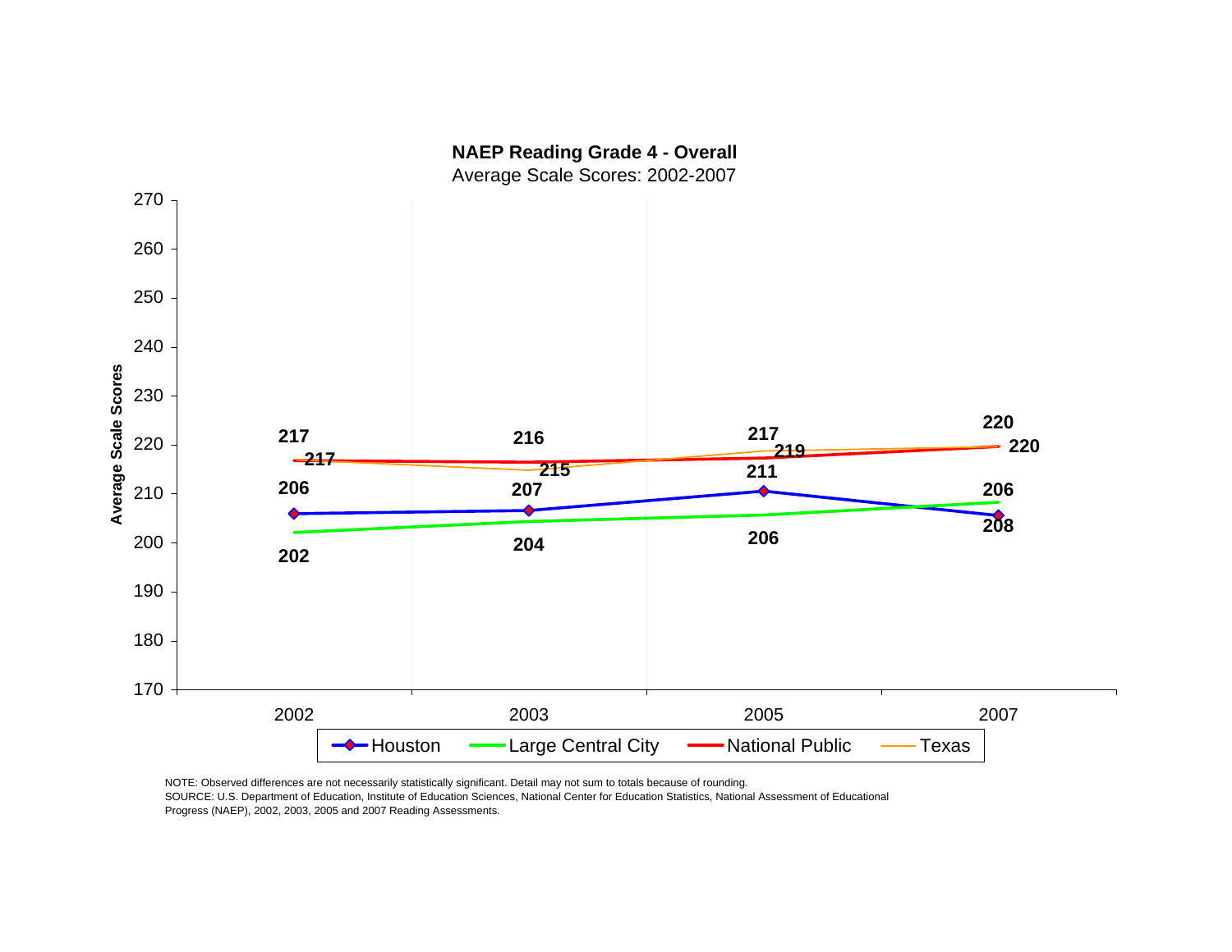**NAEP Reading Grade 4 - Overall**

Average Scale Scores: 2002-2007

| Year | Houston | Large Central City | National Public | Texas |
|---|---|---|---|---|
| 2002 | 206 | 202 | 217 | 217 |
| 2003 | 207 | 204 | 216 | 215 |
| 2005 | 211 | 206 | 217 | 219 |
| 2007 | 206 | 208 | 220 | 220 |

NOTE: Observed differences are not necessarily statistically significant. Detail may not sum to totals because of rounding.
SOURCE: U.S. Department of Education, Institute of Education Sciences, National Center for Education Statistics, National Assessment of Educational Progress (NAEP), 2002, 2003, 2005 and 2007 Reading Assessments.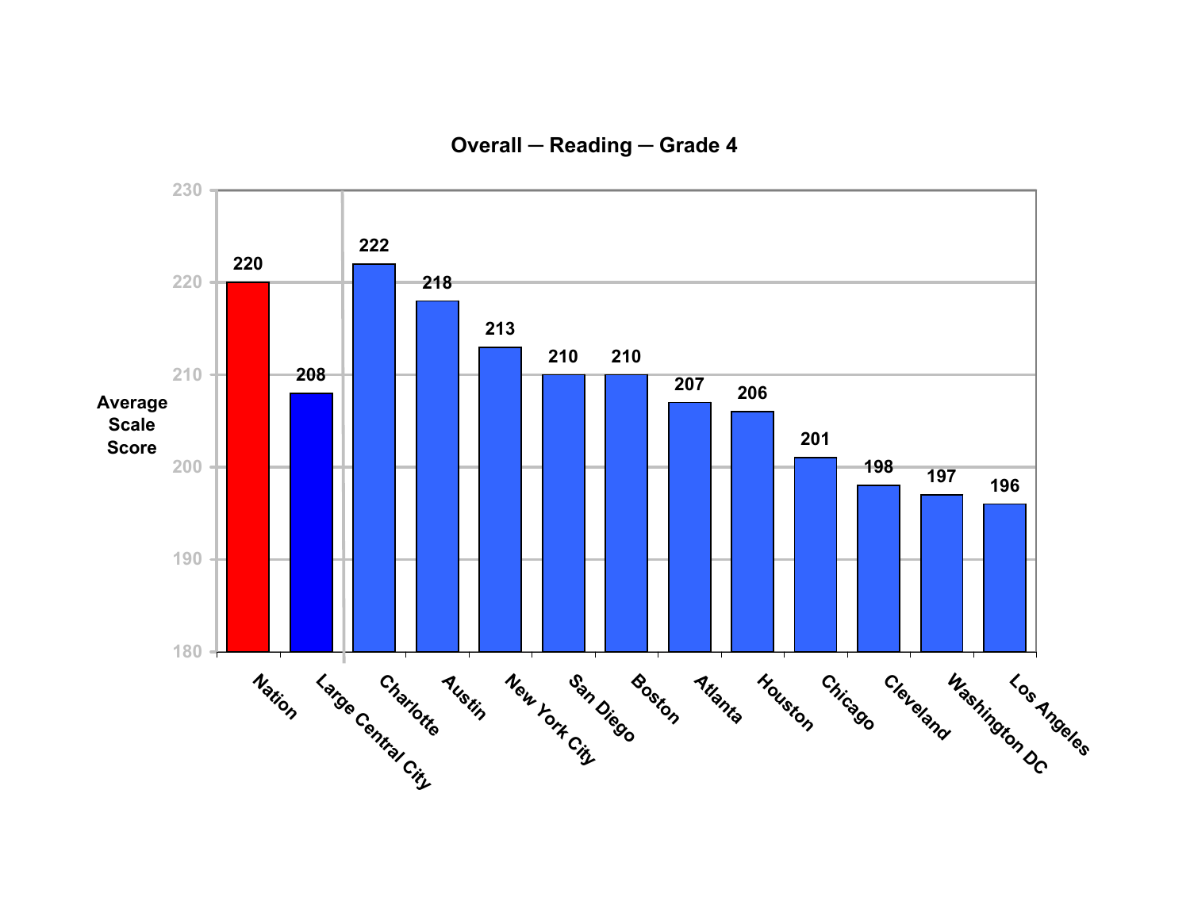**Overall — Reading — Grade 4**

| | Average Scale Score |
|---|---|
| Nation | 220 |
| Large Central City | 208 |
| Charlotte | 222 |
| Austin | 218 |
| New York City | 213 |
| San Diego | 210 |
| Boston | 210 |
| Atlanta | 207 |
| Houston | 206 |
| Chicago | 201 |
| Cleveland | 198 |
| Washington DC | 197 |
| Los Angeles | 196 |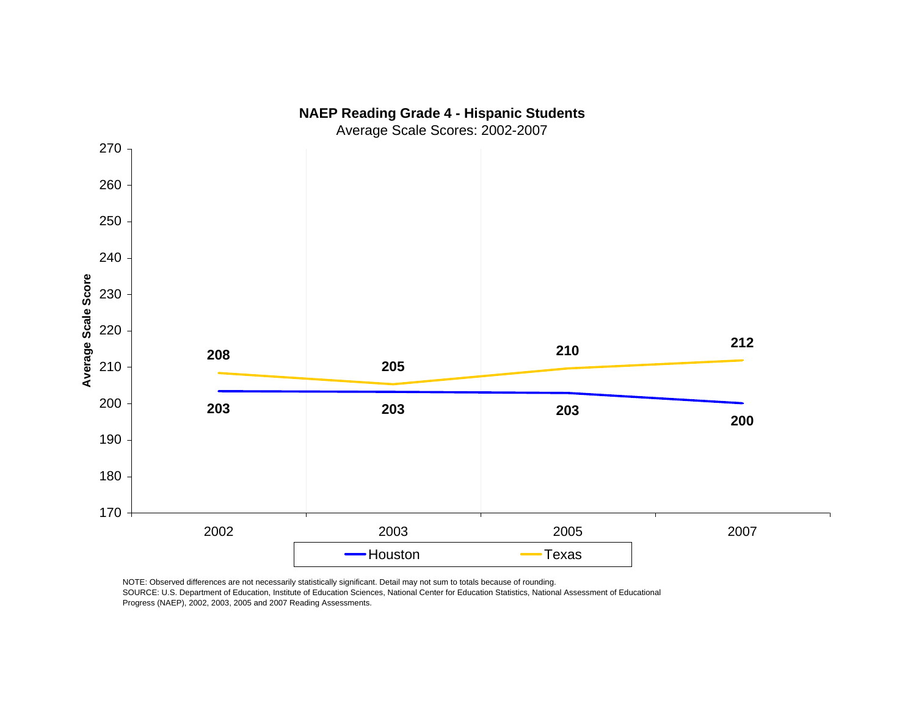**NAEP Reading Grade 4 - Hispanic Students**

Average Scale Scores: 2002-2007

| Year | Houston | Texas |
|---|---|---|
| 2002 | 203 | 208 |
| 2003 | 203 | 205 |
| 2005 | 203 | 210 |
| 2007 | 200 | 212 |

NOTE: Observed differences are not necessarily statistically significant. Detail may not sum to totals because of rounding.
SOURCE: U.S. Department of Education, Institute of Education Sciences, National Center for Education Statistics, National Assessment of Educational Progress (NAEP), 2002, 2003, 2005 and 2007 Reading Assessments.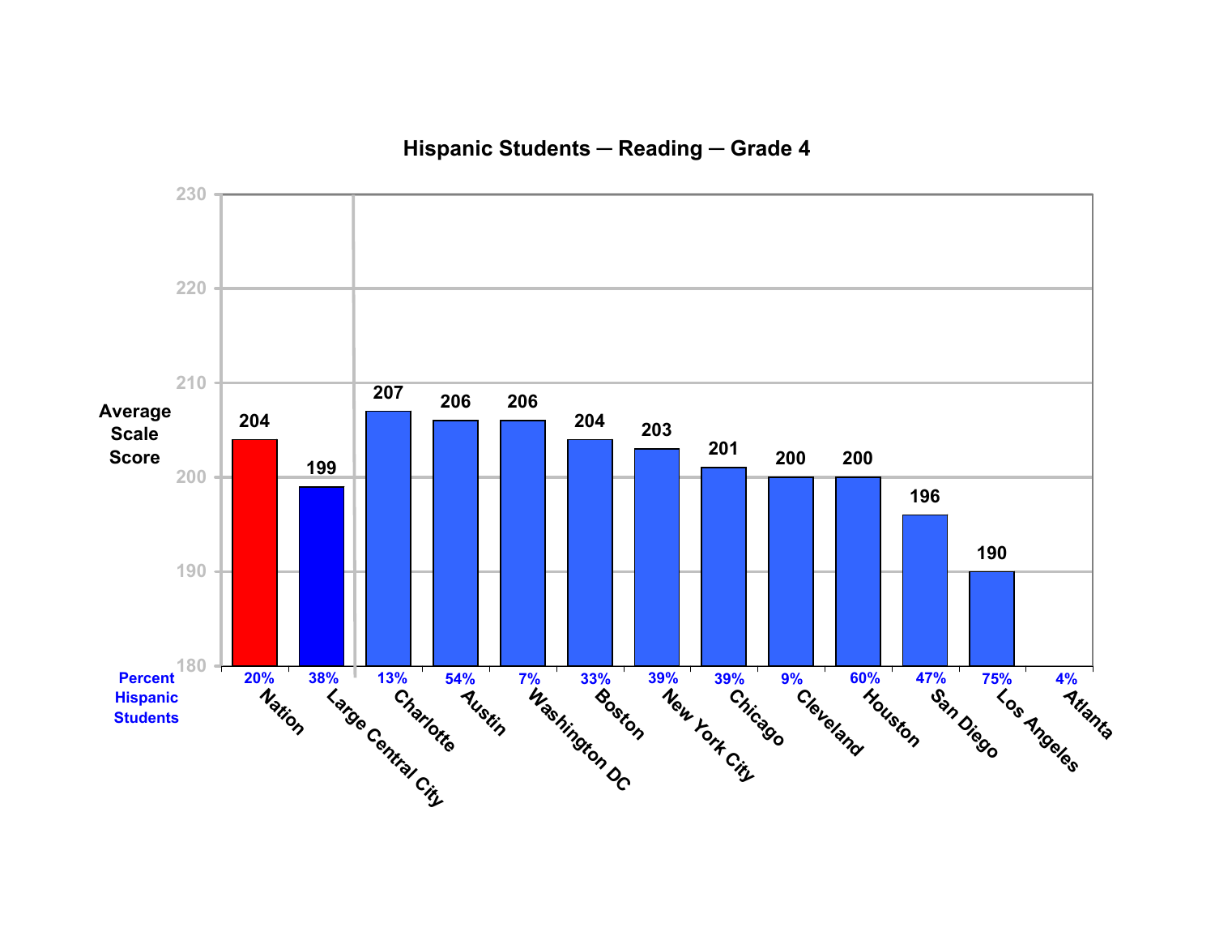## Hispanic Students — Reading — Grade 4

| Jurisdiction | Average Scale Score | Percent Hispanic Students |
|---|---|---|
| Nation | 204 | 20% |
| Large Central City | 199 | 38% |
| Charlotte | 207 | 13% |
| Austin | 206 | 54% |
| Washington DC | 206 | 7% |
| Boston | 204 | 33% |
| New York City | 203 | 39% |
| Chicago | 201 | 39% |
| Cleveland | 200 | 9% |
| Houston | 200 | 60% |
| San Diego | 196 | 47% |
| Los Angeles | 190 | 75% |
| Atlanta | | 4% |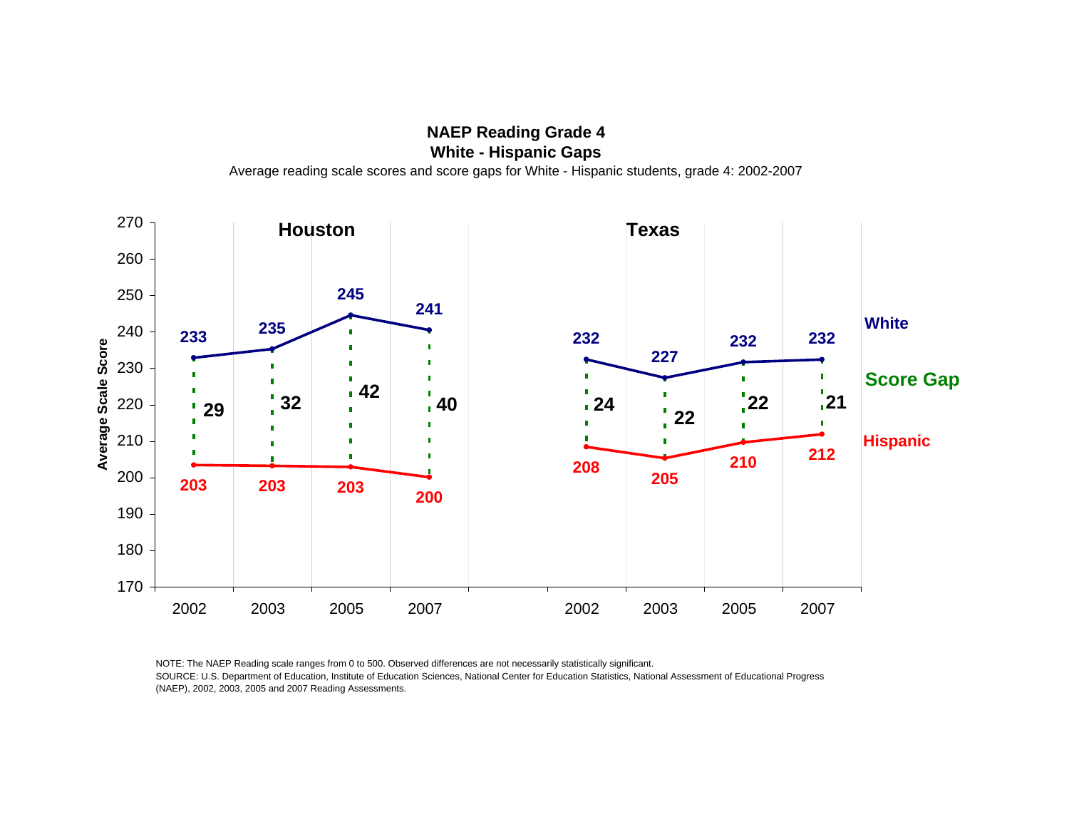**NAEP Reading Grade 4**
**White - Hispanic Gaps**

Average reading scale scores and score gaps for White - Hispanic students, grade 4: 2002-2007

| | Houston 2002 | Houston 2003 | Houston 2005 | Houston 2007 | Texas 2002 | Texas 2003 | Texas 2005 | Texas 2007 |
|---|---|---|---|---|---|---|---|---|
| White | 233 | 235 | 245 | 241 | 232 | 227 | 232 | 232 |
| Score Gap | 29 | 32 | 42 | 40 | 24 | 22 | 22 | 21 |
| Hispanic | 203 | 203 | 203 | 200 | 208 | 205 | 210 | 212 |

Average Scale Score

NOTE: The NAEP Reading scale ranges from 0 to 500. Observed differences are not necessarily statistically significant.
SOURCE: U.S. Department of Education, Institute of Education Sciences, National Center for Education Statistics, National Assessment of Educational Progress (NAEP), 2002, 2003, 2005 and 2007 Reading Assessments.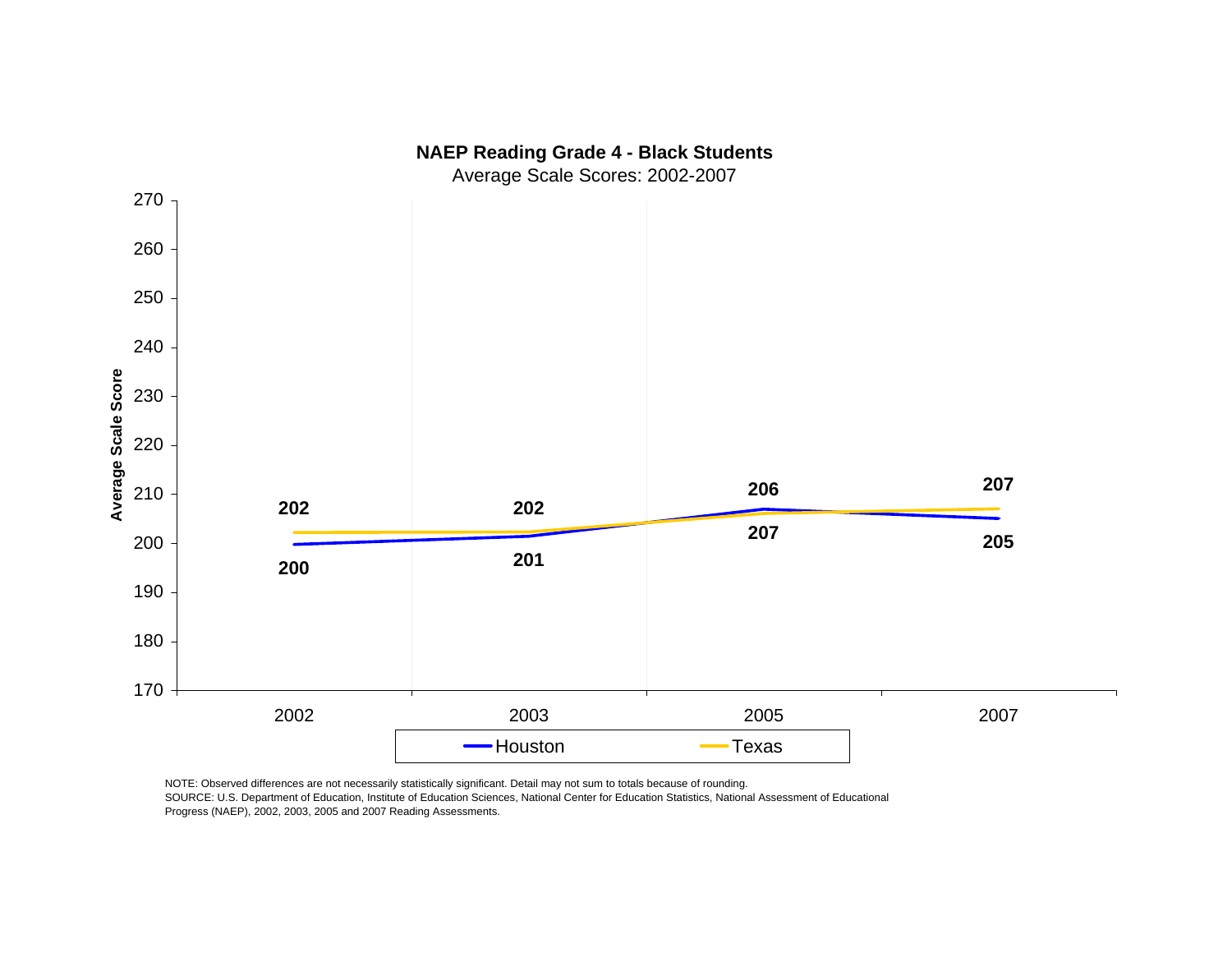**NAEP Reading Grade 4 - Black Students**

Average Scale Scores: 2002-2007

| Year | Houston | Texas |
|---|---|---|
| 2002 | 200 | 202 |
| 2003 | 201 | 202 |
| 2005 | 207 | 206 |
| 2007 | 205 | 207 |

NOTE: Observed differences are not necessarily statistically significant. Detail may not sum to totals because of rounding.
SOURCE: U.S. Department of Education, Institute of Education Sciences, National Center for Education Statistics, National Assessment of Educational Progress (NAEP), 2002, 2003, 2005 and 2007 Reading Assessments.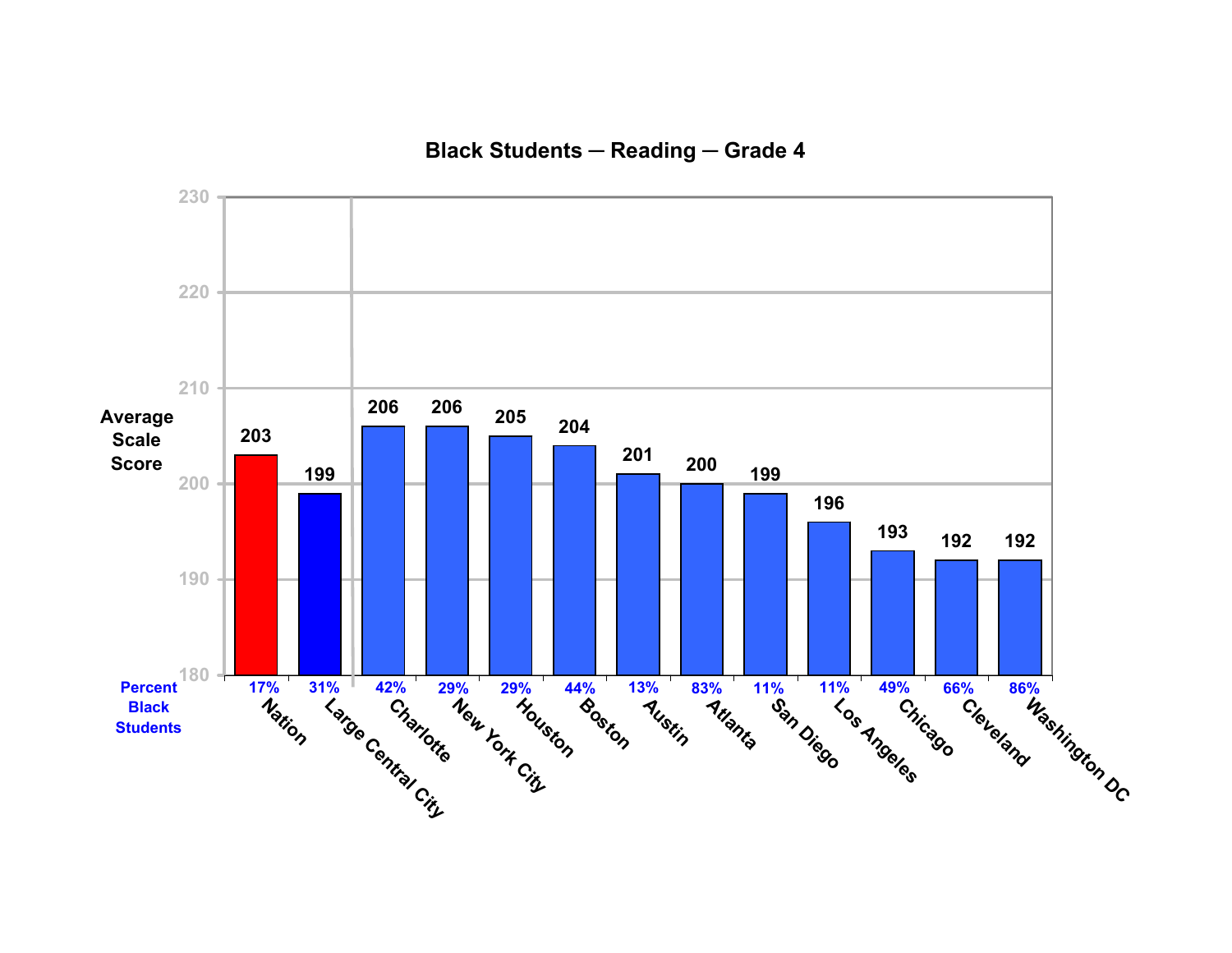# Black Students — Reading — Grade 4

| | Nation | Large Central City | Charlotte | New York City | Houston | Boston | Austin | Atlanta | San Diego | Los Angeles | Chicago | Cleveland | Washington DC |
|---|---|---|---|---|---|---|---|---|---|---|---|---|---|
| Average Scale Score | 203 | 199 | 206 | 206 | 205 | 204 | 201 | 200 | 199 | 196 | 193 | 192 | 192 |
| Percent Black Students | 17% | 31% | 42% | 29% | 29% | 44% | 13% | 83% | 11% | 11% | 49% | 66% | 86% |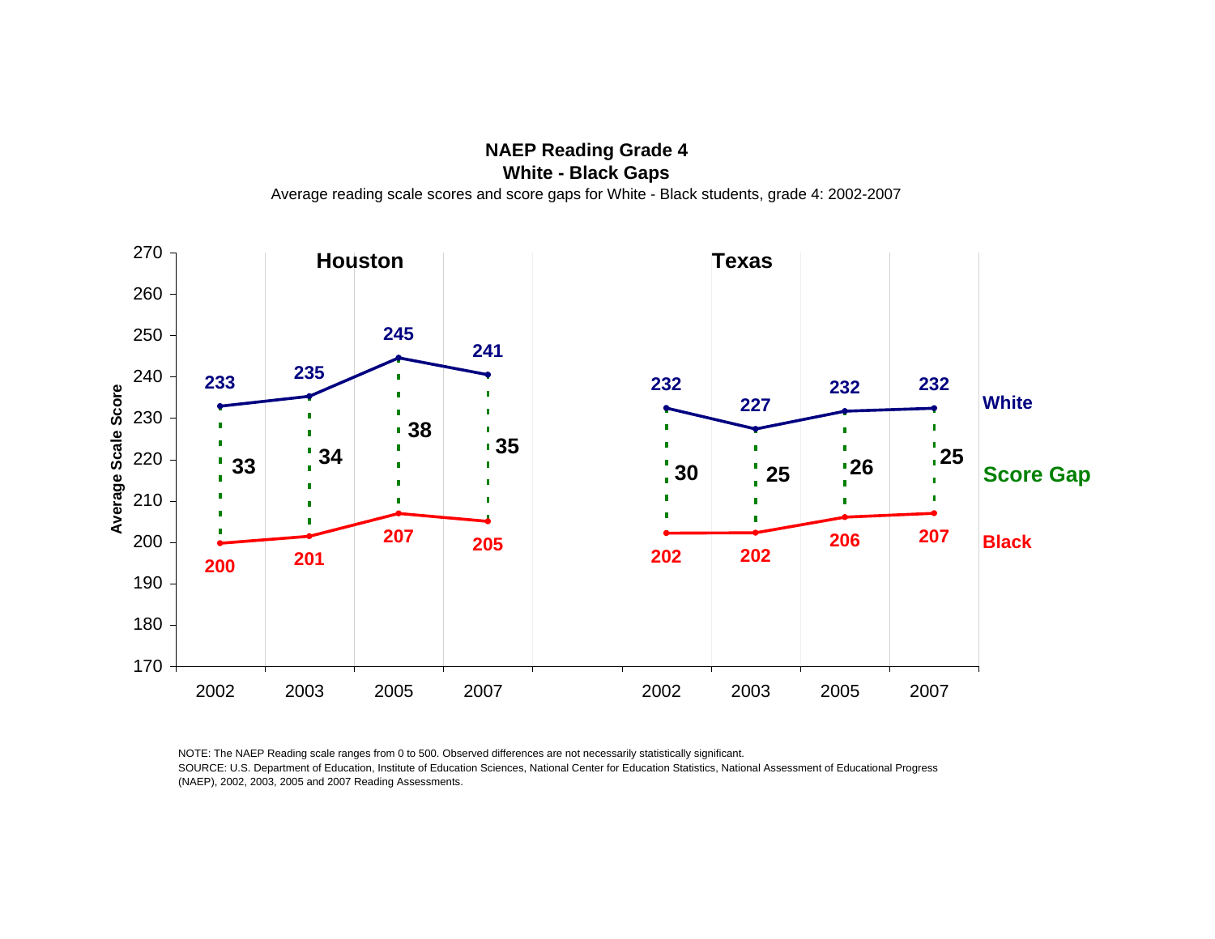**NAEP Reading Grade 4**
**White - Black Gaps**

Average reading scale scores and score gaps for White - Black students, grade 4: 2002-2007

| | Houston 2002 | Houston 2003 | Houston 2005 | Houston 2007 | Texas 2002 | Texas 2003 | Texas 2005 | Texas 2007 |
|---|---|---|---|---|---|---|---|---|
| White | 233 | 235 | 245 | 241 | 232 | 227 | 232 | 232 |
| Score Gap | 33 | 34 | 38 | 35 | 30 | 25 | 26 | 25 |
| Black | 200 | 201 | 207 | 205 | 202 | 202 | 206 | 207 |

NOTE: The NAEP Reading scale ranges from 0 to 500. Observed differences are not necessarily statistically significant.
SOURCE: U.S. Department of Education, Institute of Education Sciences, National Center for Education Statistics, National Assessment of Educational Progress (NAEP), 2002, 2003, 2005 and 2007 Reading Assessments.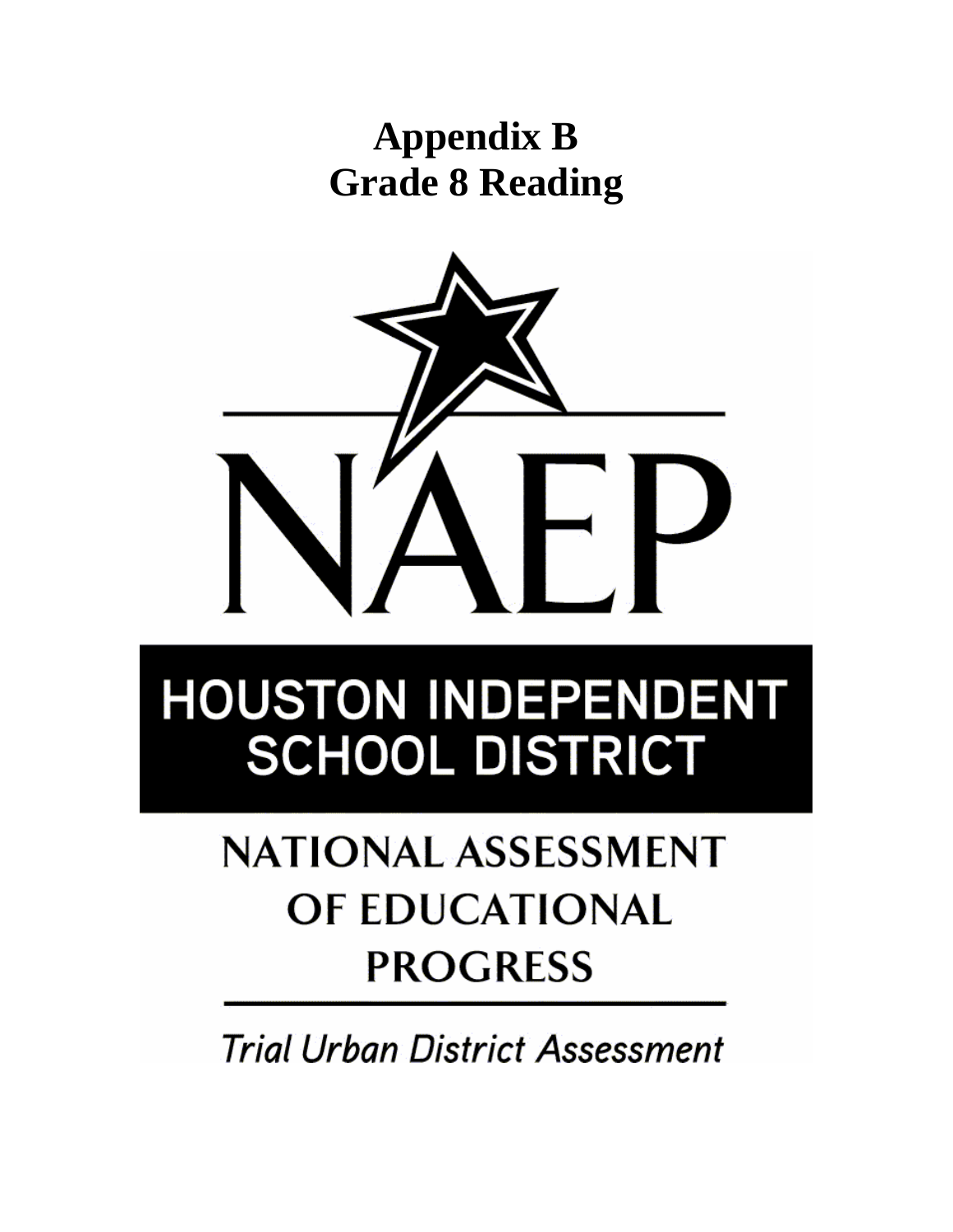# Appendix B
# Grade 8 Reading

NAEP

HOUSTON INDEPENDENT SCHOOL DISTRICT

NATIONAL ASSESSMENT OF EDUCATIONAL PROGRESS

*Trial Urban District Assessment*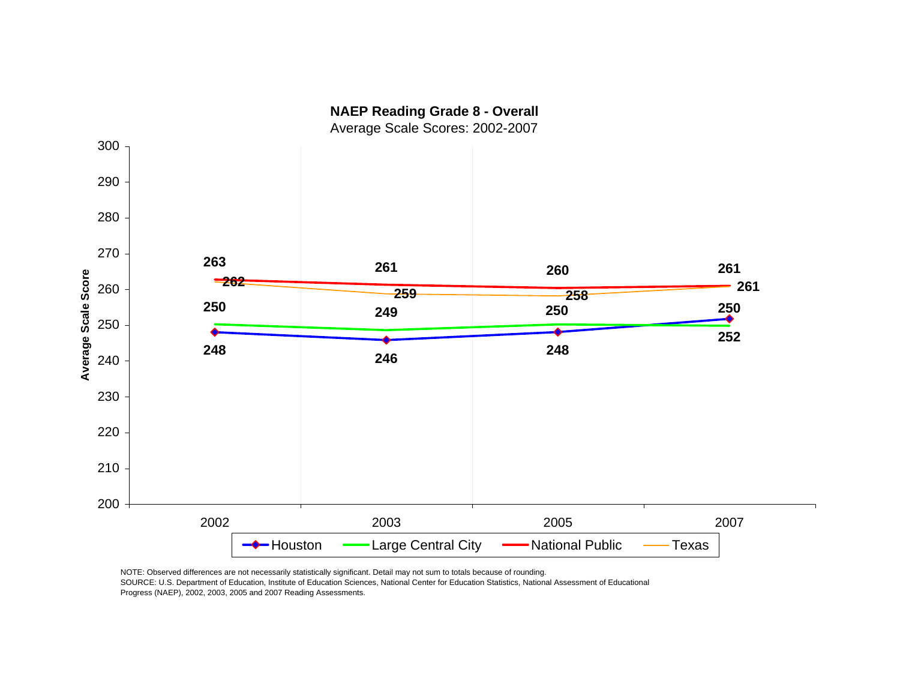**NAEP Reading Grade 8 - Overall**

Average Scale Scores: 2002-2007

| Year | Houston | Large Central City | National Public | Texas |
|---|---|---|---|---|
| 2002 | 248 | 250 | 263 | 262 |
| 2003 | 246 | 249 | 261 | 259 |
| 2005 | 248 | 250 | 260 | 258 |
| 2007 | 252 | 250 | 261 | 261 |

NOTE: Observed differences are not necessarily statistically significant. Detail may not sum to totals because of rounding.
SOURCE: U.S. Department of Education, Institute of Education Sciences, National Center for Education Statistics, National Assessment of Educational Progress (NAEP), 2002, 2003, 2005 and 2007 Reading Assessments.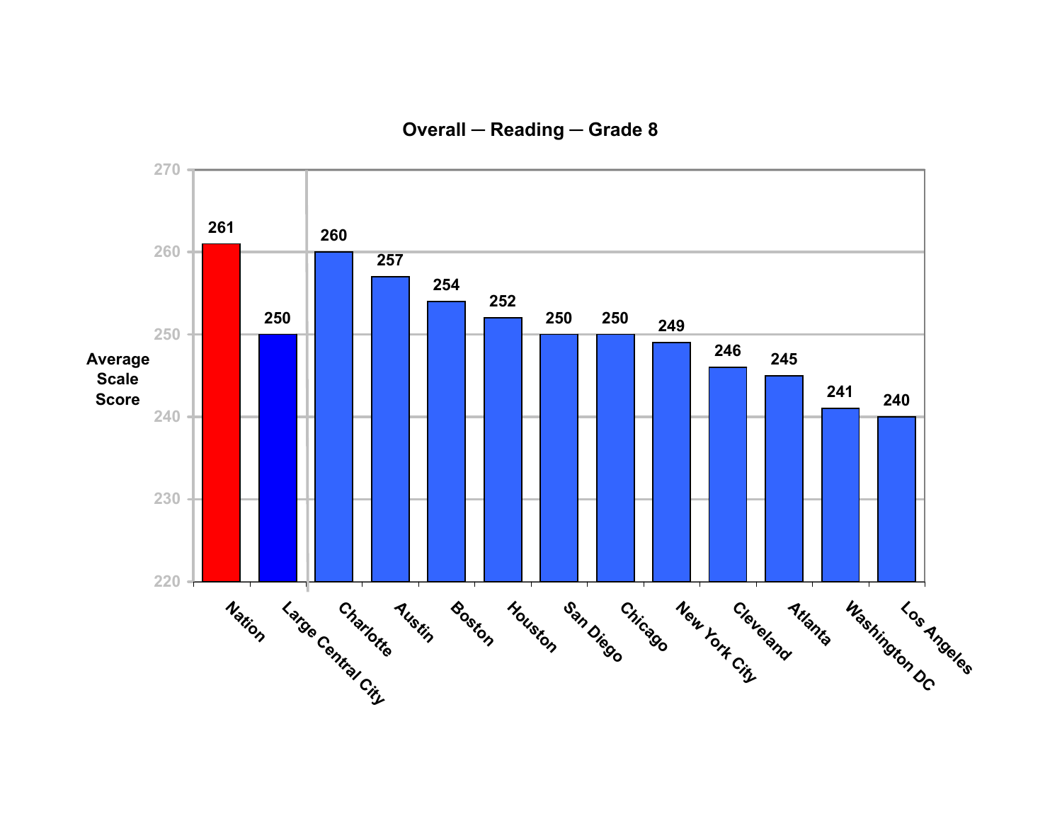## Overall — Reading — Grade 8

| | Average Scale Score |
|---|---|
| Nation | 261 |
| Large Central City | 250 |
| Charlotte | 260 |
| Austin | 257 |
| Boston | 254 |
| Houston | 252 |
| San Diego | 250 |
| Chicago | 250 |
| New York City | 249 |
| Cleveland | 246 |
| Atlanta | 245 |
| Washington DC | 241 |
| Los Angeles | 240 |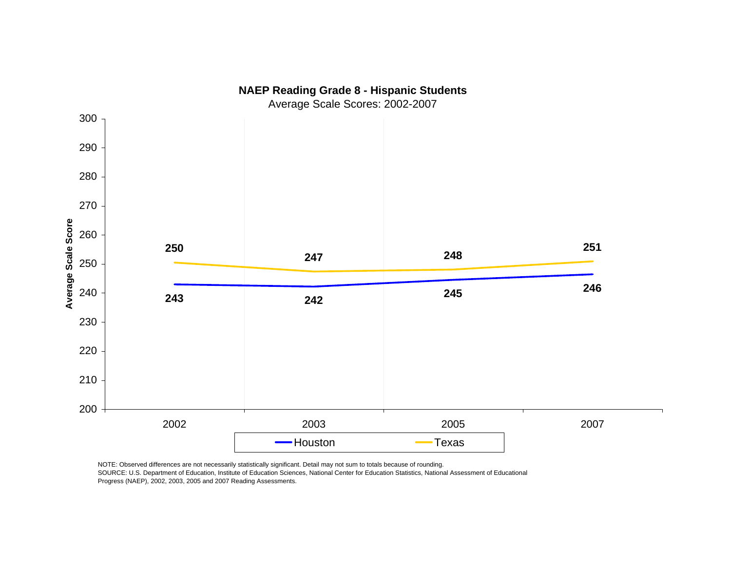**NAEP Reading Grade 8 - Hispanic Students**

Average Scale Scores: 2002-2007

| Year | Houston | Texas |
| --- | --- | --- |
| 2002 | 243 | 250 |
| 2003 | 242 | 247 |
| 2005 | 245 | 248 |
| 2007 | 246 | 251 |

NOTE: Observed differences are not necessarily statistically significant. Detail may not sum to totals because of rounding.
SOURCE: U.S. Department of Education, Institute of Education Sciences, National Center for Education Statistics, National Assessment of Educational Progress (NAEP), 2002, 2003, 2005 and 2007 Reading Assessments.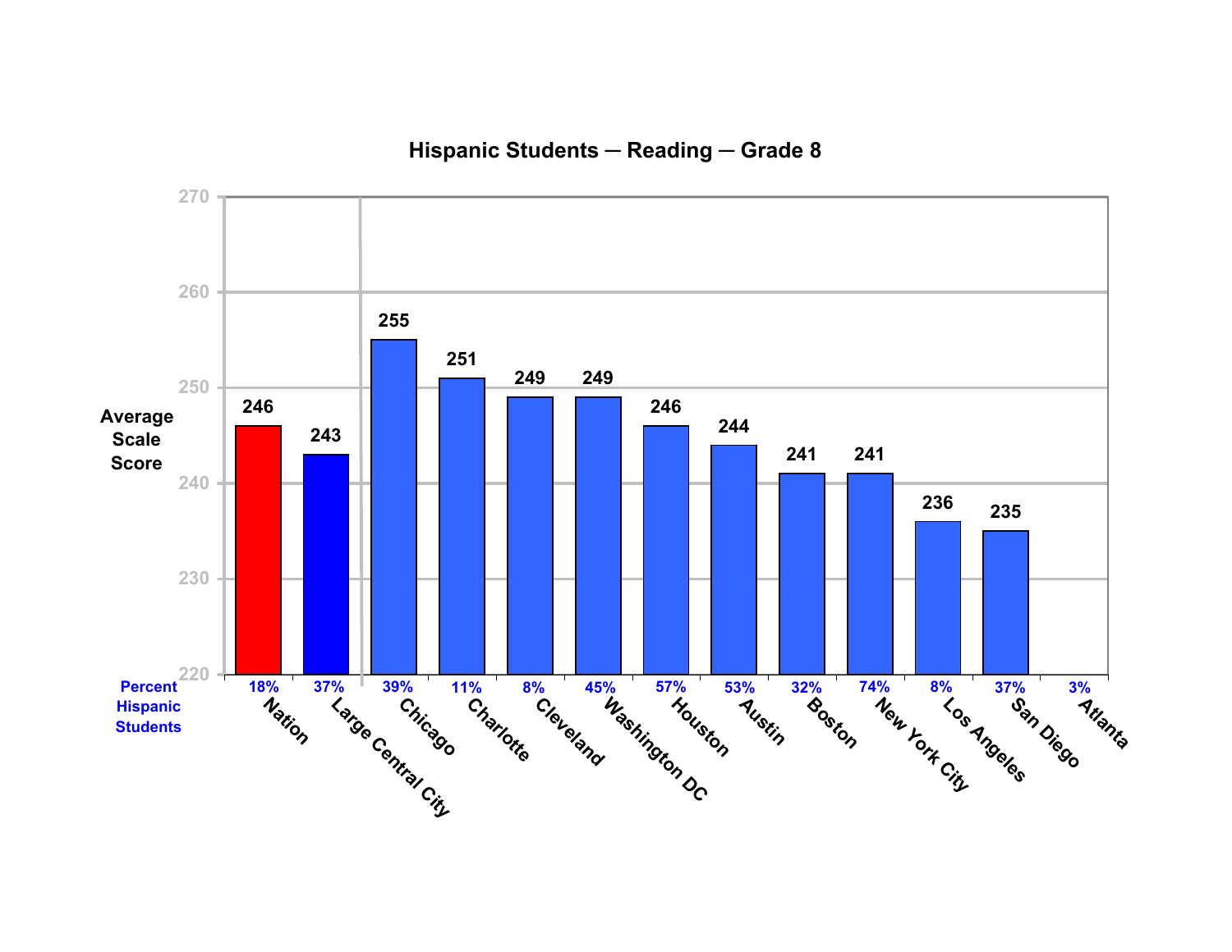## Hispanic Students — Reading — Grade 8

| | Average Scale Score | Percent Hispanic Students |
|---|---|---|
| Nation | 246 | 18% |
| Large Central City | 243 | 37% |
| Chicago | 255 | 39% |
| Charlotte | 251 | 11% |
| Cleveland | 249 | 8% |
| Washington DC | 249 | 45% |
| Houston | 246 | 57% |
| Austin | 244 | 53% |
| Boston | 241 | 32% |
| New York City | 241 | 74% |
| Los Angeles | 236 | 8% |
| San Diego | 235 | 37% |
| Atlanta | | 3% |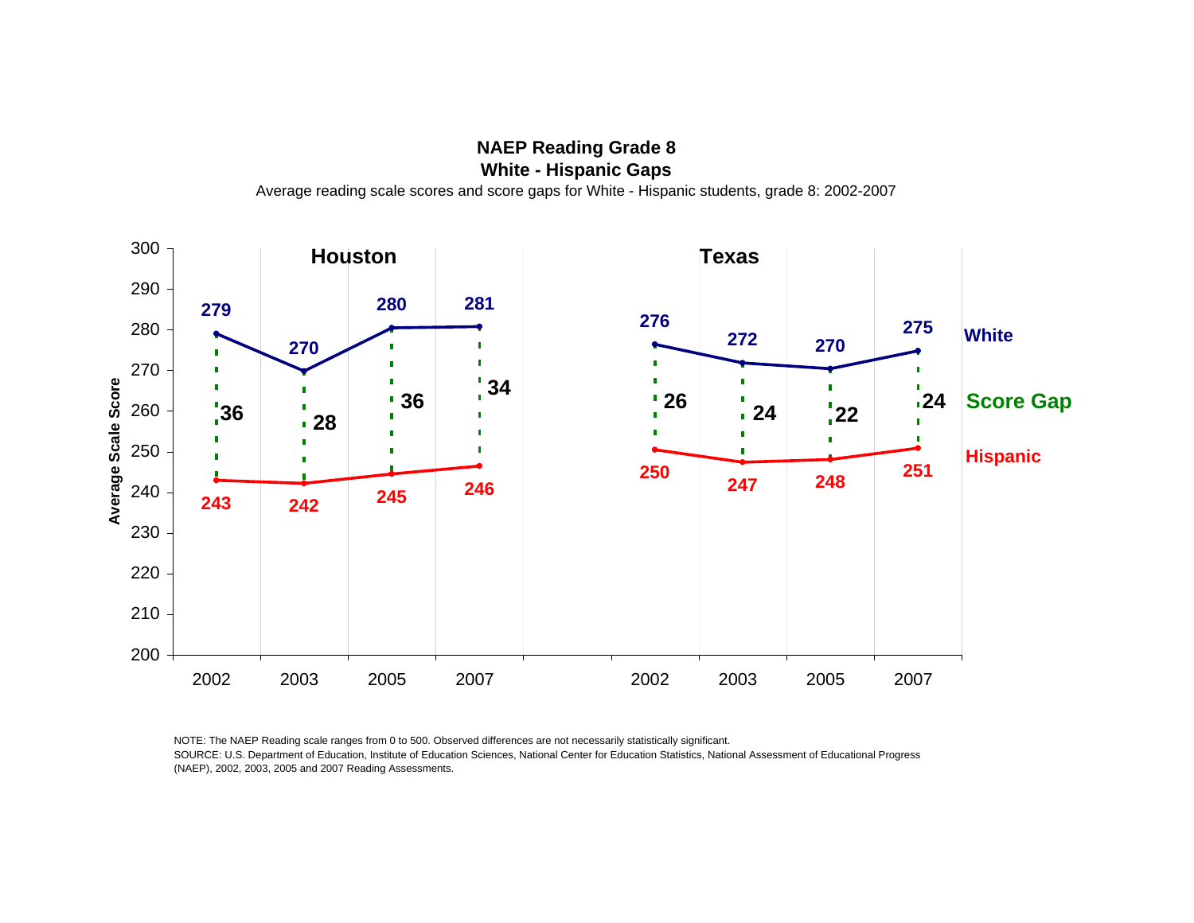## NAEP Reading Grade 8
## White - Hispanic Gaps

Average reading scale scores and score gaps for White - Hispanic students, grade 8: 2002-2007

| | Houston 2002 | Houston 2003 | Houston 2005 | Houston 2007 | Texas 2002 | Texas 2003 | Texas 2005 | Texas 2007 |
|---|---|---|---|---|---|---|---|---|
| White | 279 | 270 | 280 | 281 | 276 | 272 | 270 | 275 |
| Score Gap | 36 | 28 | 36 | 34 | 26 | 24 | 22 | 24 |
| Hispanic | 243 | 242 | 245 | 246 | 250 | 247 | 248 | 251 |

Average Scale Score (axis 200–300)

NOTE: The NAEP Reading scale ranges from 0 to 500. Observed differences are not necessarily statistically significant.
SOURCE: U.S. Department of Education, Institute of Education Sciences, National Center for Education Statistics, National Assessment of Educational Progress (NAEP), 2002, 2003, 2005 and 2007 Reading Assessments.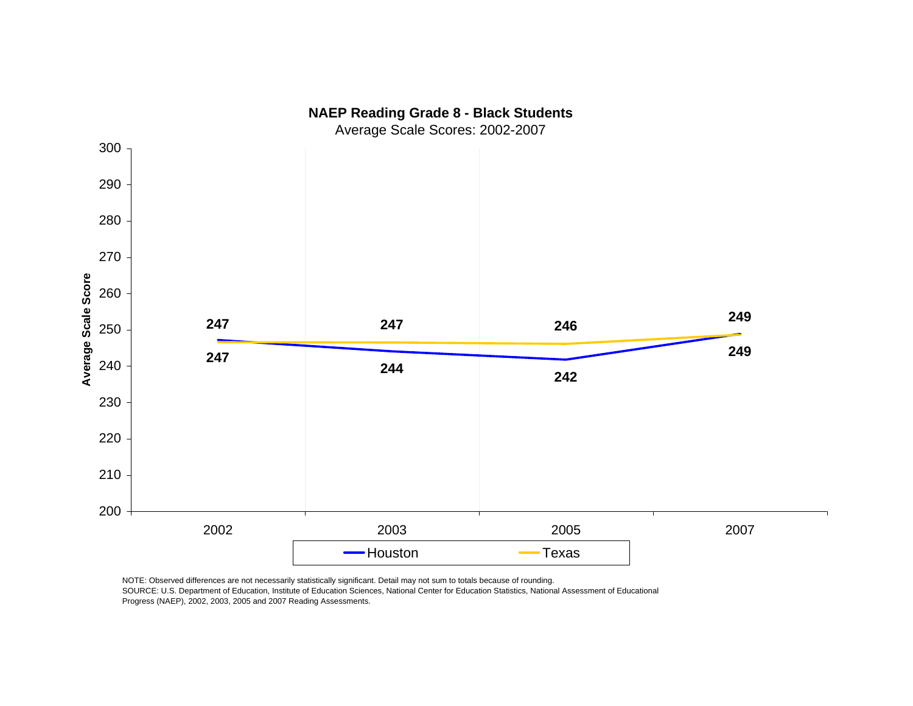**NAEP Reading Grade 8 - Black Students**

Average Scale Scores: 2002-2007

| Year | Houston | Texas |
| --- | --- | --- |
| 2002 | 247 | 247 |
| 2003 | 244 | 247 |
| 2005 | 242 | 246 |
| 2007 | 249 | 249 |

NOTE: Observed differences are not necessarily statistically significant. Detail may not sum to totals because of rounding.
SOURCE: U.S. Department of Education, Institute of Education Sciences, National Center for Education Statistics, National Assessment of Educational Progress (NAEP), 2002, 2003, 2005 and 2007 Reading Assessments.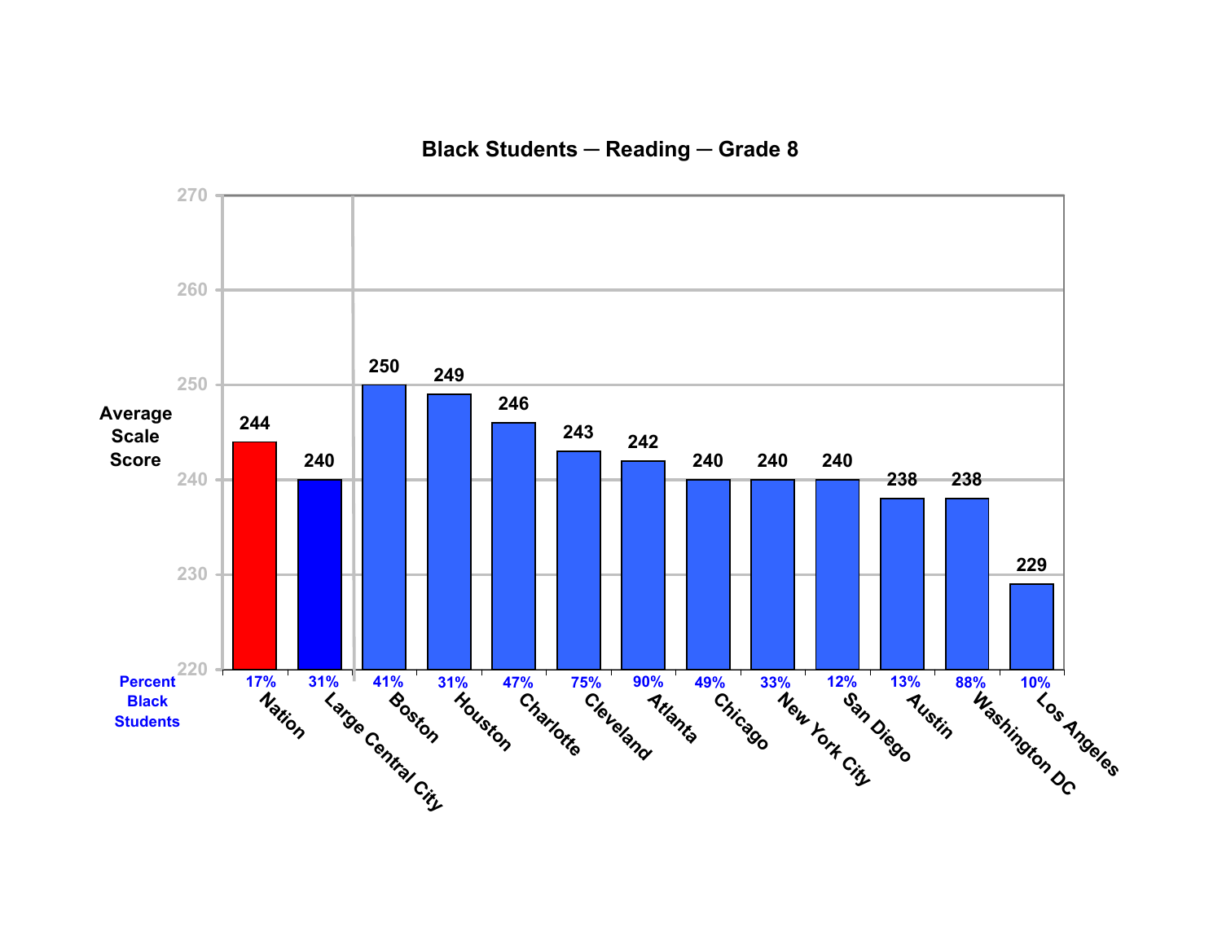**Black Students — Reading — Grade 8**

| | Average Scale Score | Percent Black Students |
|---|---|---|
| Nation | 244 | 17% |
| Large Central City | 240 | 31% |
| Boston | 250 | 41% |
| Houston | 249 | 31% |
| Charlotte | 246 | 47% |
| Cleveland | 243 | 75% |
| Atlanta | 242 | 90% |
| Chicago | 240 | 49% |
| New York City | 240 | 33% |
| San Diego | 240 | 12% |
| Austin | 238 | 13% |
| Washington DC | 238 | 88% |
| Los Angeles | 229 | 10% |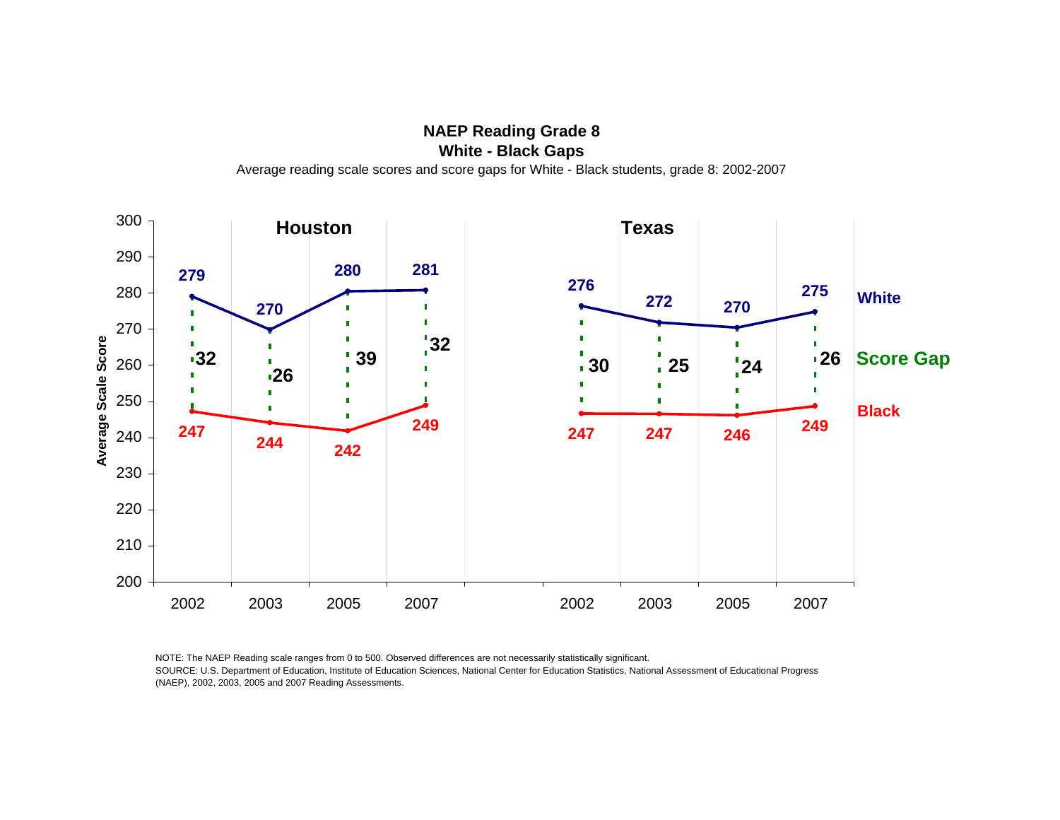**NAEP Reading Grade 8**
**White - Black Gaps**

Average reading scale scores and score gaps for White - Black students, grade 8: 2002-2007

| | Houston 2002 | Houston 2003 | Houston 2005 | Houston 2007 | Texas 2002 | Texas 2003 | Texas 2005 | Texas 2007 |
|---|---|---|---|---|---|---|---|---|
| White | 279 | 270 | 280 | 281 | 276 | 272 | 270 | 275 |
| Score Gap | 32 | 26 | 39 | 32 | 30 | 25 | 24 | 26 |
| Black | 247 | 244 | 242 | 249 | 247 | 247 | 246 | 249 |

NOTE: The NAEP Reading scale ranges from 0 to 500. Observed differences are not necessarily statistically significant.

SOURCE: U.S. Department of Education, Institute of Education Sciences, National Center for Education Statistics, National Assessment of Educational Progress (NAEP), 2002, 2003, 2005 and 2007 Reading Assessments.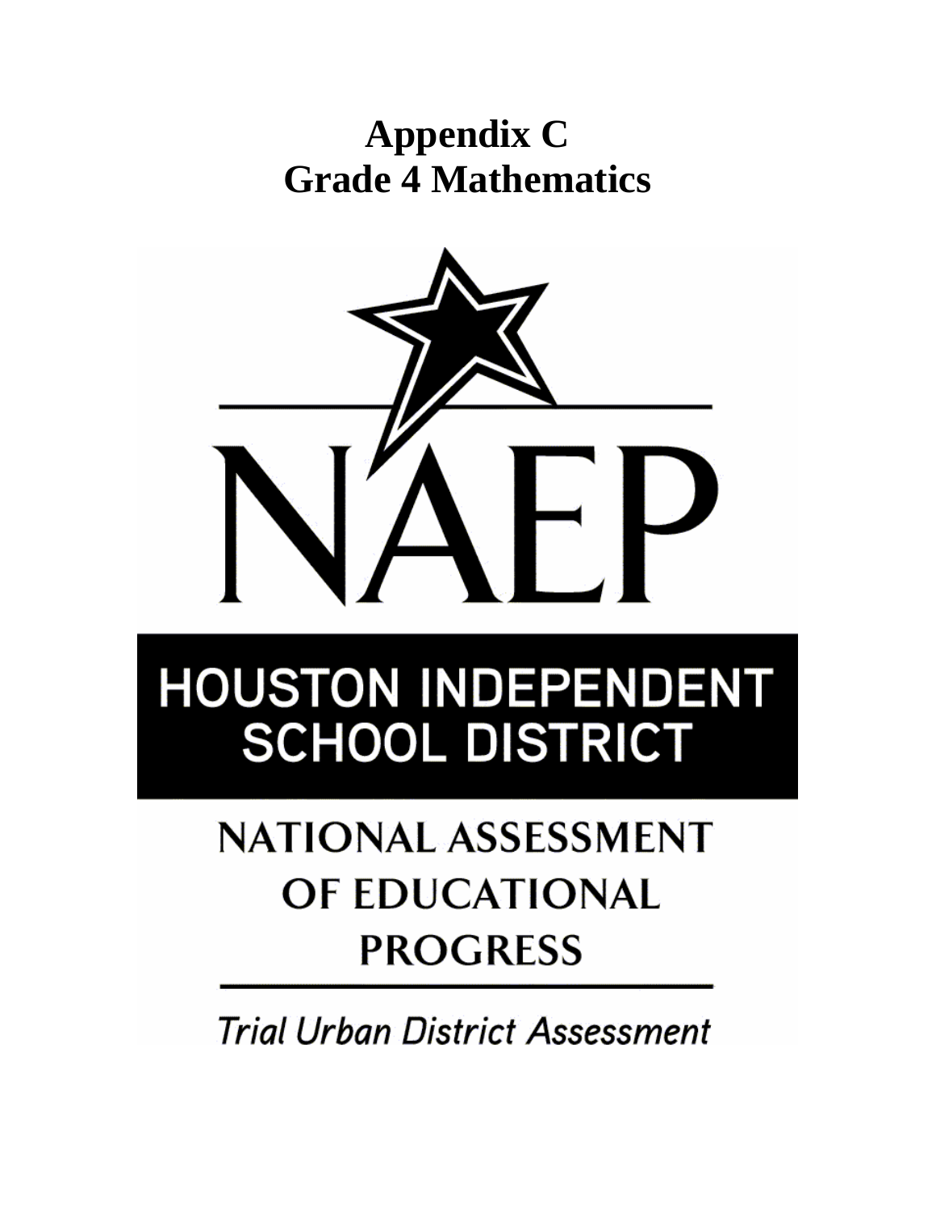# Appendix C
# Grade 4 Mathematics

NAEP

HOUSTON INDEPENDENT SCHOOL DISTRICT

NATIONAL ASSESSMENT OF EDUCATIONAL PROGRESS

*Trial Urban District Assessment*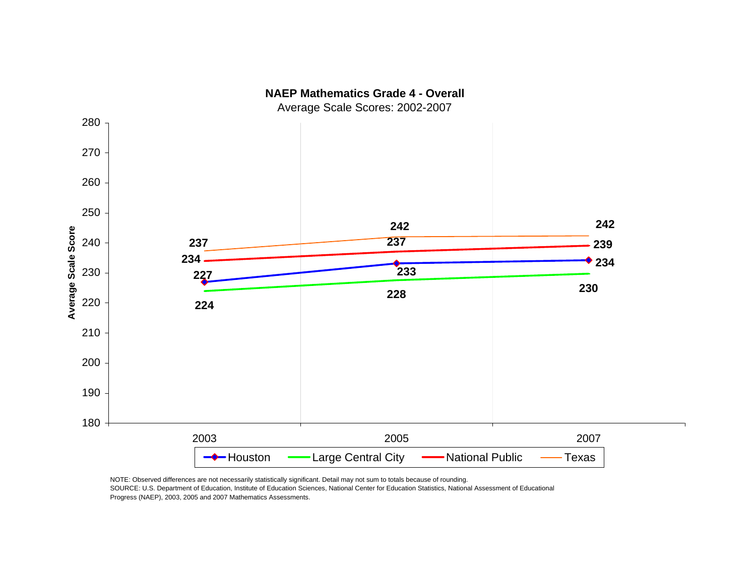**NAEP Mathematics Grade 4 - Overall**

Average Scale Scores: 2002-2007

| | 2003 | 2005 | 2007 |
|---|---|---|---|
| Houston | 227 | 233 | 234 |
| Large Central City | 224 | 228 | 230 |
| National Public | 234 | 237 | 239 |
| Texas | 237 | 242 | 242 |

NOTE: Observed differences are not necessarily statistically significant. Detail may not sum to totals because of rounding.
SOURCE: U.S. Department of Education, Institute of Education Sciences, National Center for Education Statistics, National Assessment of Educational Progress (NAEP), 2003, 2005 and 2007 Mathematics Assessments.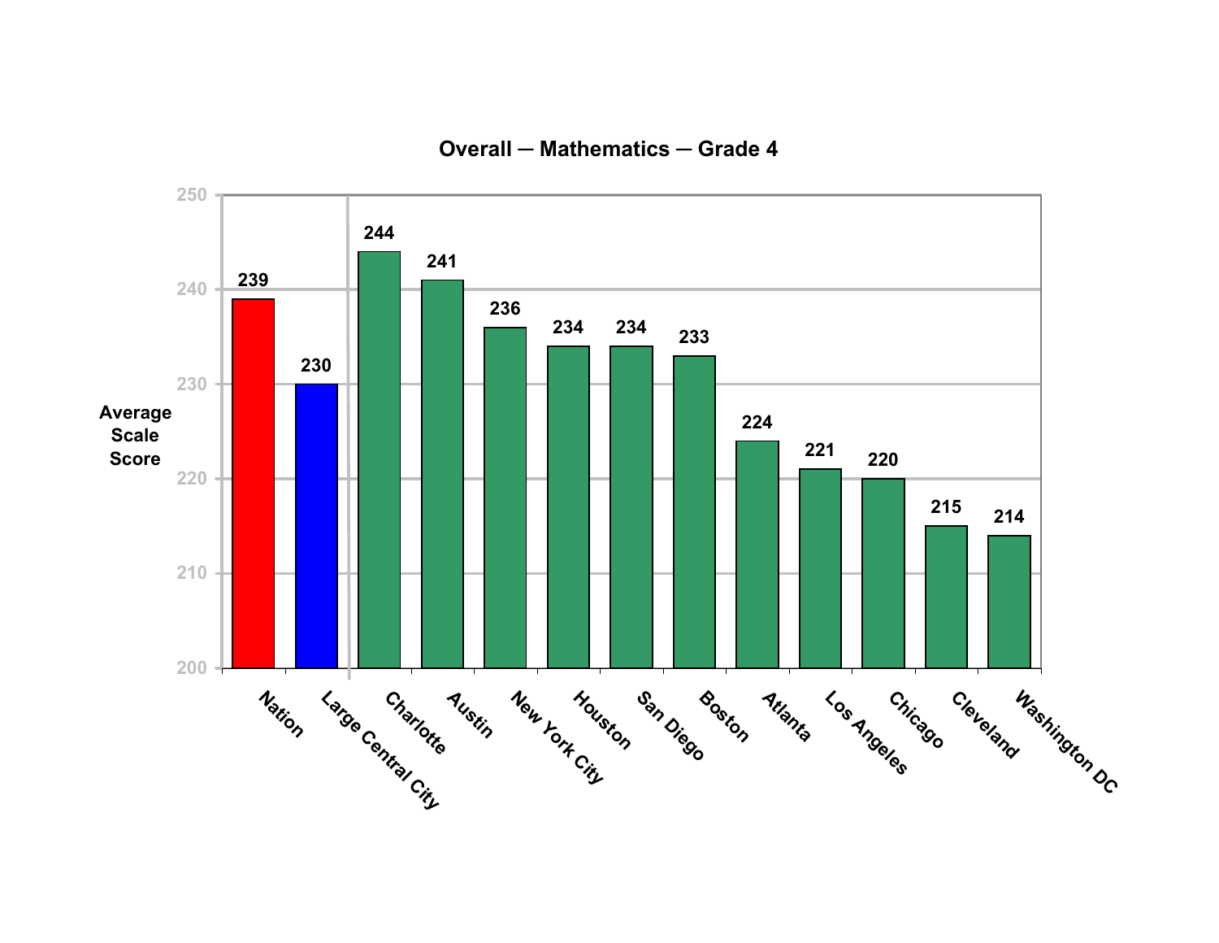## Overall — Mathematics — Grade 4

| Jurisdiction | Average Scale Score |
| --- | --- |
| Nation | 239 |
| Large Central City | 230 |
| Charlotte | 244 |
| Austin | 241 |
| New York City | 236 |
| Houston | 234 |
| San Diego | 234 |
| Boston | 233 |
| Atlanta | 224 |
| Los Angeles | 221 |
| Chicago | 220 |
| Cleveland | 215 |
| Washington DC | 214 |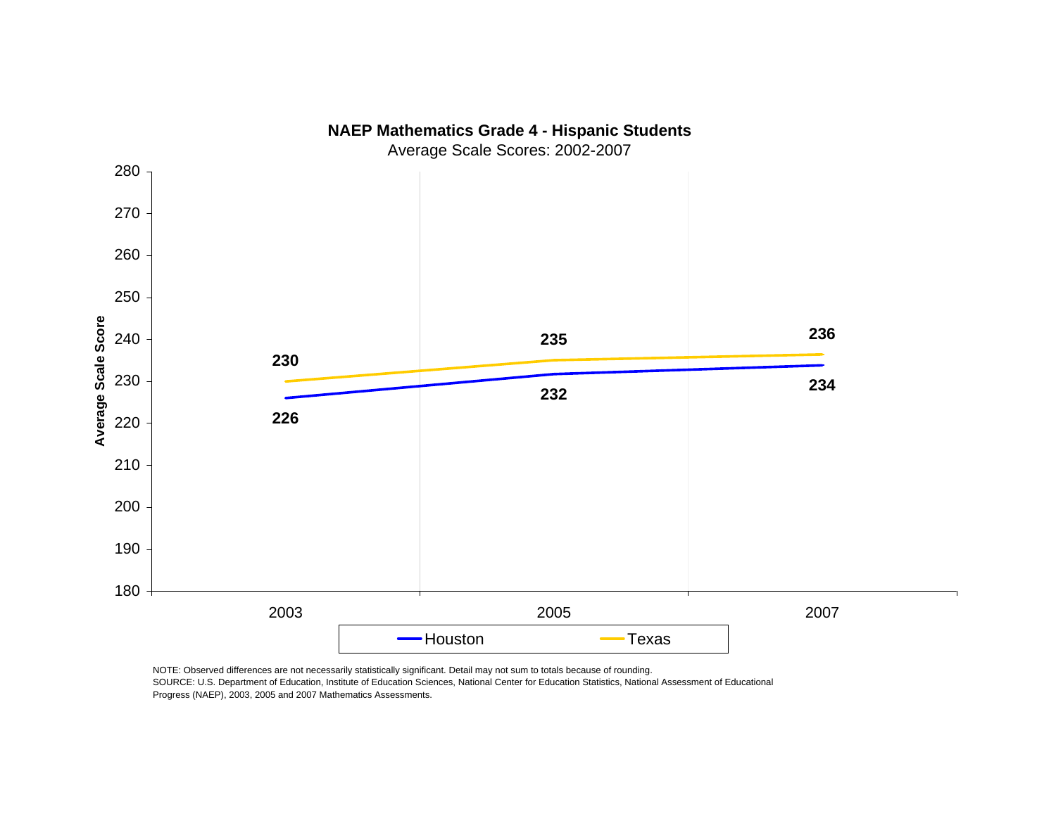**NAEP Mathematics Grade 4 - Hispanic Students**

Average Scale Scores: 2002-2007

| Year | Houston | Texas |
|---|---|---|
| 2003 | 226 | 230 |
| 2005 | 232 | 235 |
| 2007 | 234 | 236 |

NOTE: Observed differences are not necessarily statistically significant. Detail may not sum to totals because of rounding.
SOURCE: U.S. Department of Education, Institute of Education Sciences, National Center for Education Statistics, National Assessment of Educational Progress (NAEP), 2003, 2005 and 2007 Mathematics Assessments.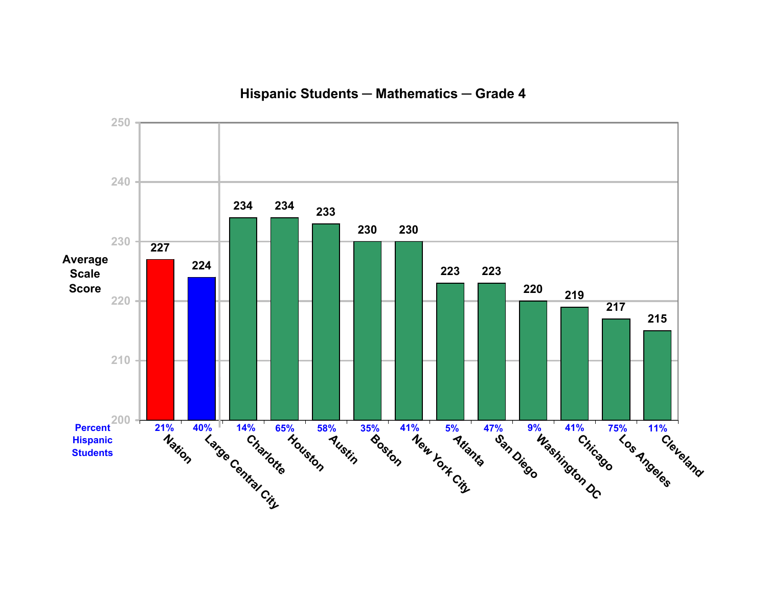## Hispanic Students — Mathematics — Grade 4

| Jurisdiction | Average Scale Score | Percent Hispanic Students |
|---|---|---|
| Nation | 227 | 21% |
| Large Central City | 224 | 40% |
| Charlotte | 234 | 14% |
| Houston | 234 | 65% |
| Austin | 233 | 58% |
| Boston | 230 | 35% |
| New York City | 230 | 41% |
| Atlanta | 223 | 5% |
| San Diego | 223 | 47% |
| Washington DC | 220 | 9% |
| Chicago | 219 | 41% |
| Los Angeles | 217 | 75% |
| Cleveland | 215 | 11% |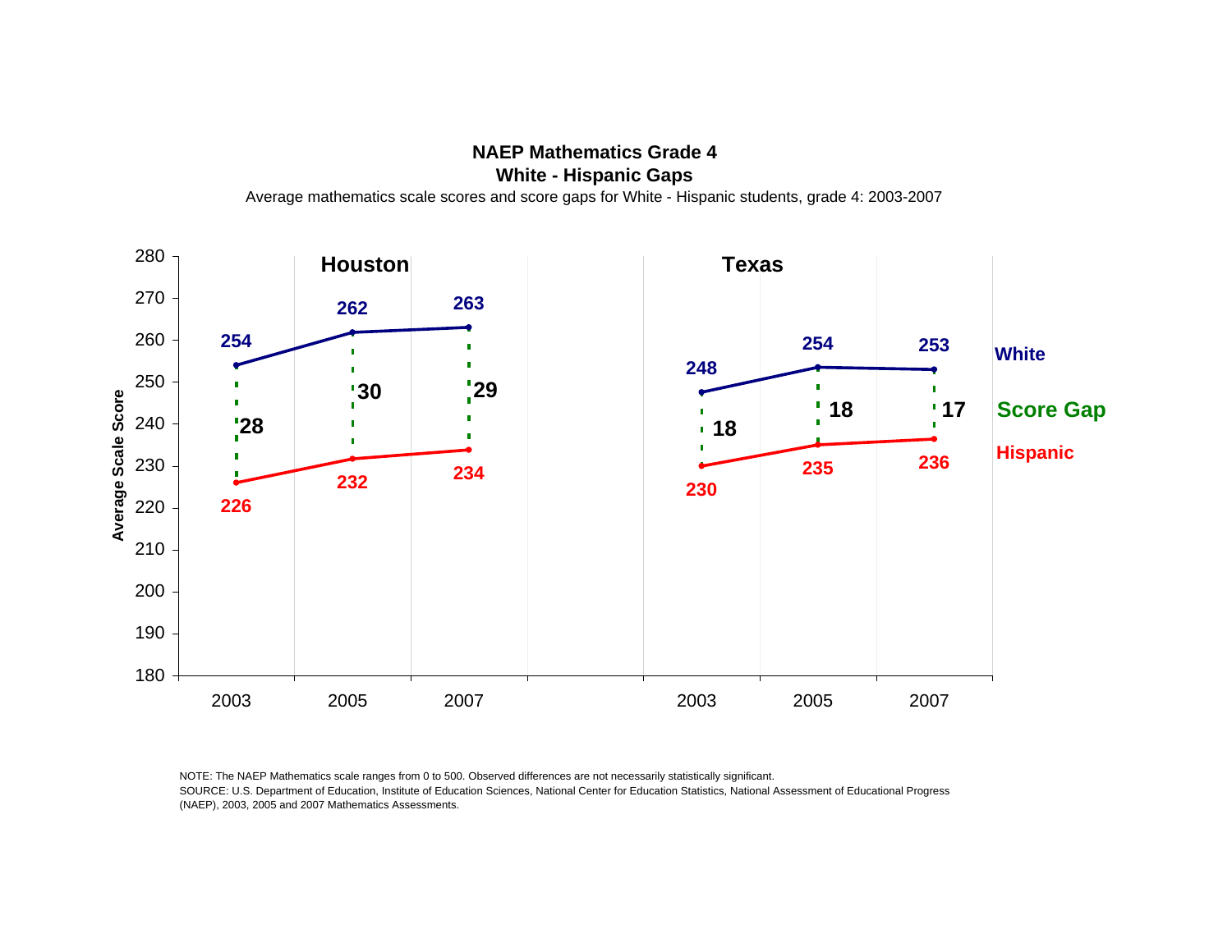## NAEP Mathematics Grade 4

### White - Hispanic Gaps

Average mathematics scale scores and score gaps for White - Hispanic students, grade 4: 2003-2007

| | Houston 2003 | Houston 2005 | Houston 2007 | Texas 2003 | Texas 2005 | Texas 2007 |
|---|---|---|---|---|---|---|
| White | 254 | 262 | 263 | 248 | 254 | 253 |
| Score Gap | 28 | 30 | 29 | 18 | 18 | 17 |
| Hispanic | 226 | 232 | 234 | 230 | 235 | 236 |

Average Scale Score

NOTE: The NAEP Mathematics scale ranges from 0 to 500. Observed differences are not necessarily statistically significant.

SOURCE: U.S. Department of Education, Institute of Education Sciences, National Center for Education Statistics, National Assessment of Educational Progress (NAEP), 2003, 2005 and 2007 Mathematics Assessments.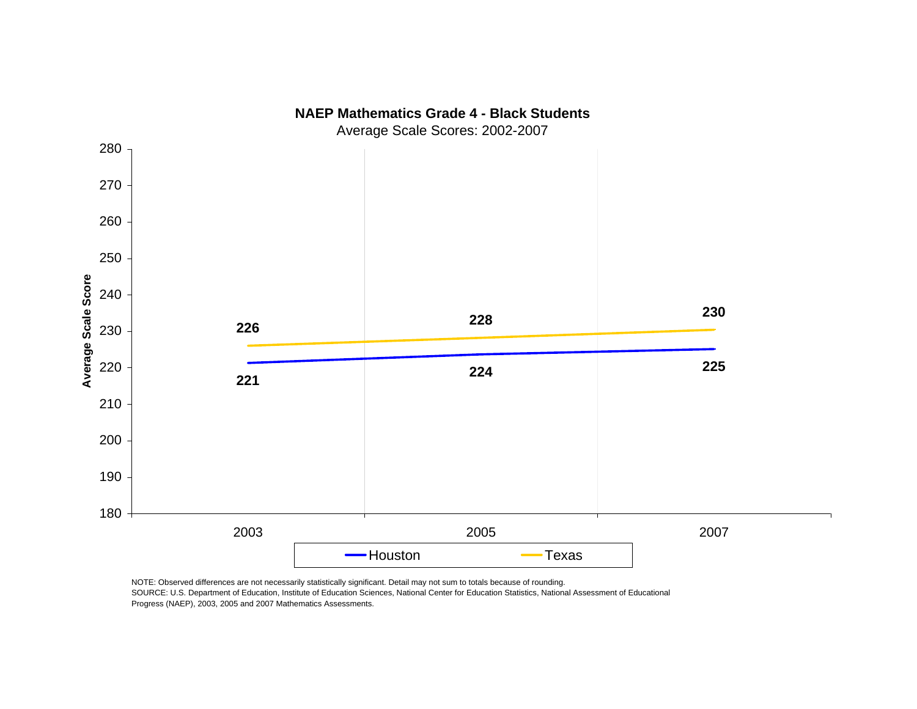**NEAP Mathematics Grade 4 - Black Students**

Average Scale Scores: 2002-2007

| Year | Houston | Texas |
| --- | --- | --- |
| 2003 | 221 | 226 |
| 2005 | 224 | 228 |
| 2007 | 225 | 230 |

NOTE: Observed differences are not necessarily statistically significant. Detail may not sum to totals because of rounding.
SOURCE: U.S. Department of Education, Institute of Education Sciences, National Center for Education Statistics, National Assessment of Educational Progress (NAEP), 2003, 2005 and 2007 Mathematics Assessments.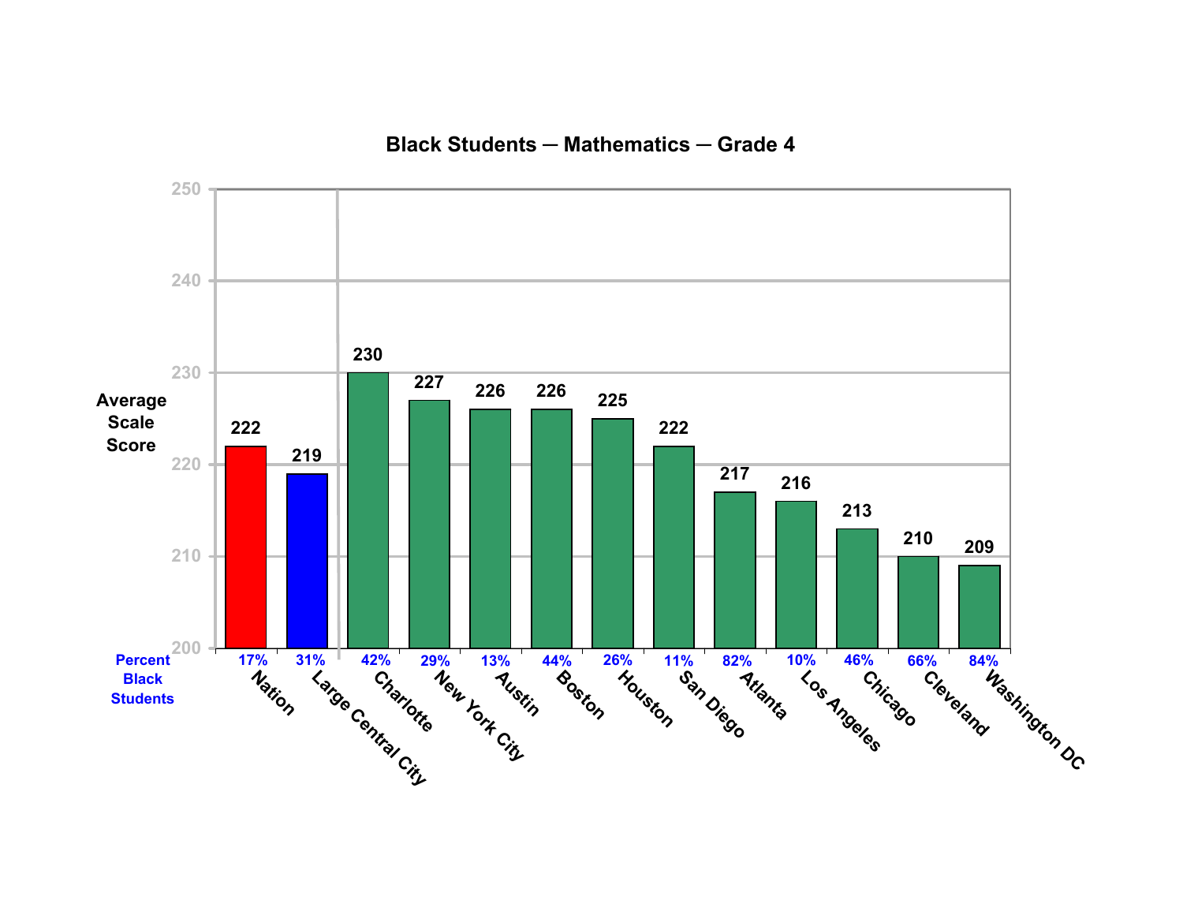## Black Students — Mathematics — Grade 4

| | Average Scale Score | Percent Black Students |
|---|---|---|
| Nation | 222 | 17% |
| Large Central City | 219 | 31% |
| Charlotte | 230 | 42% |
| New York City | 227 | 29% |
| Austin | 226 | 13% |
| Boston | 226 | 44% |
| Houston | 225 | 26% |
| San Diego | 222 | 11% |
| Atlanta | 217 | 82% |
| Los Angeles | 216 | 10% |
| Chicago | 213 | 46% |
| Cleveland | 210 | 66% |
| Washington DC | 209 | 84% |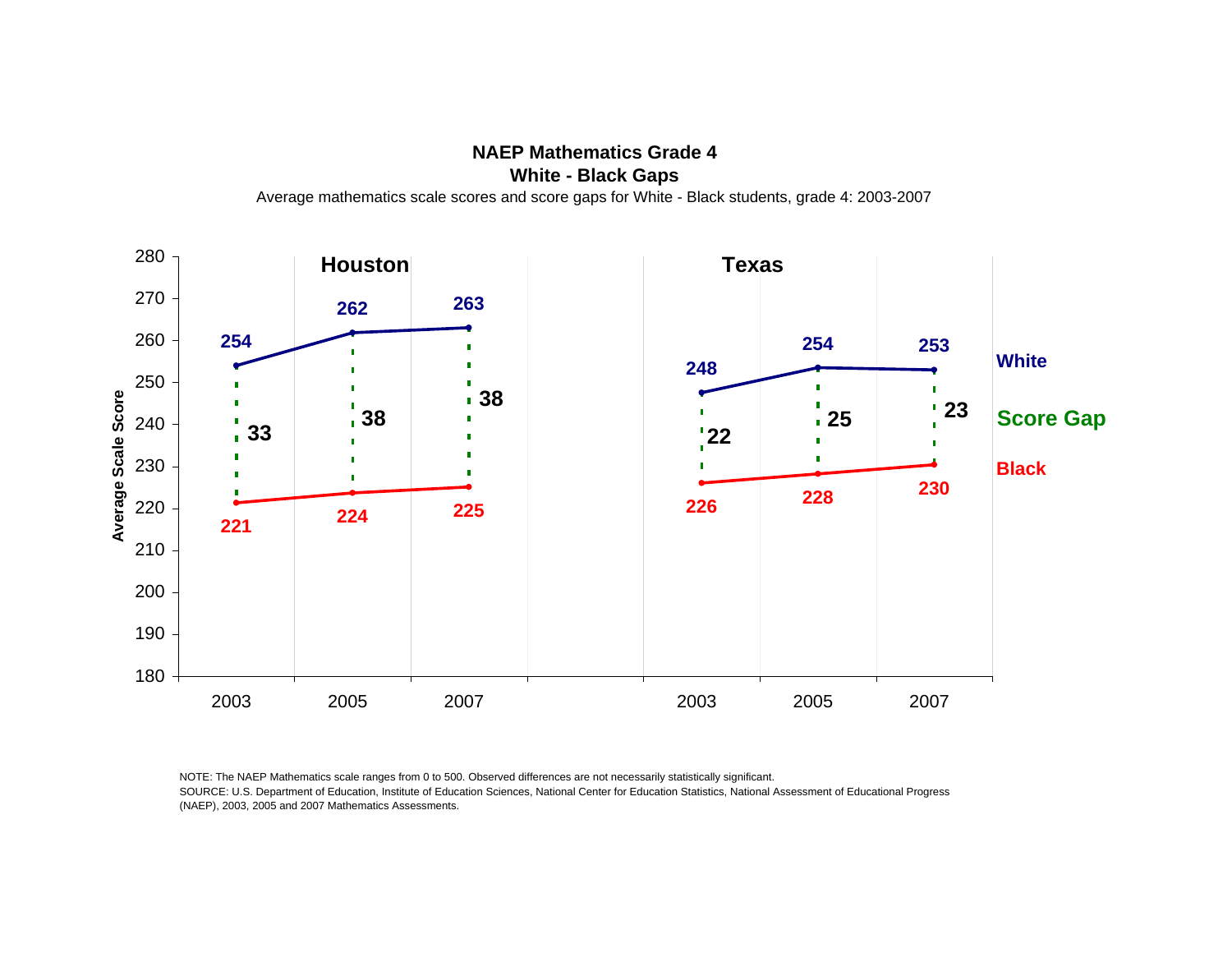## NAEP Mathematics Grade 4

### White - Black Gaps

Average mathematics scale scores and score gaps for White - Black students, grade 4: 2003-2007

| | Houston 2003 | Houston 2005 | Houston 2007 | Texas 2003 | Texas 2005 | Texas 2007 |
|---|---|---|---|---|---|---|
| White | 254 | 262 | 263 | 248 | 254 | 253 |
| Score Gap | 33 | 38 | 38 | 22 | 25 | 23 |
| Black | 221 | 224 | 225 | 226 | 228 | 230 |

NOTE: The NAEP Mathematics scale ranges from 0 to 500. Observed differences are not necessarily statistically significant.

SOURCE: U.S. Department of Education, Institute of Education Sciences, National Center for Education Statistics, National Assessment of Educational Progress (NAEP), 2003, 2005 and 2007 Mathematics Assessments.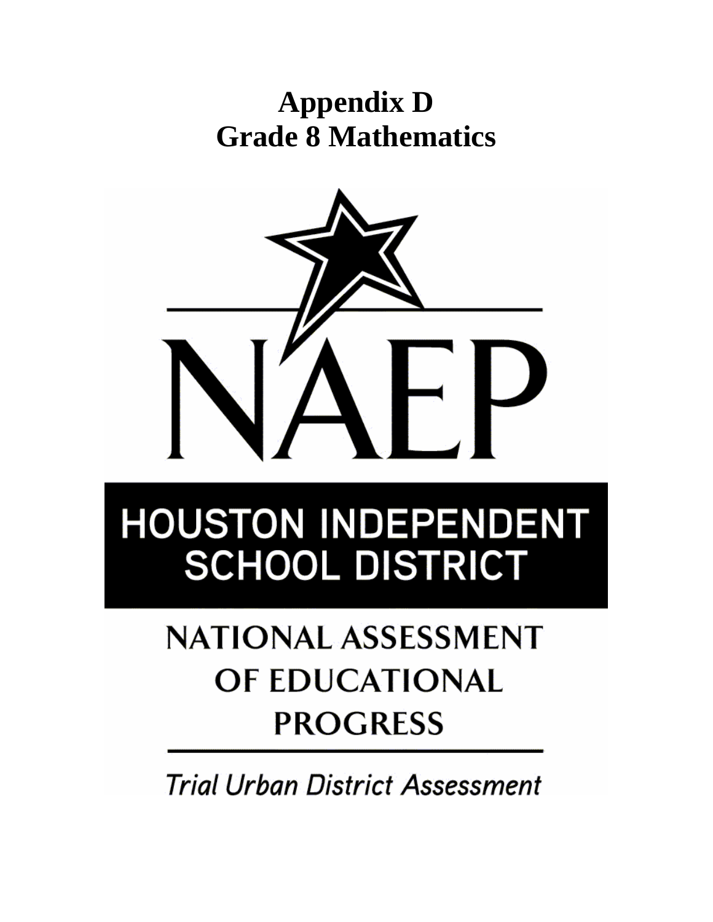# Appendix D
# Grade 8 Mathematics

NAEP

HOUSTON INDEPENDENT SCHOOL DISTRICT

NATIONAL ASSESSMENT OF EDUCATIONAL PROGRESS

*Trial Urban District Assessment*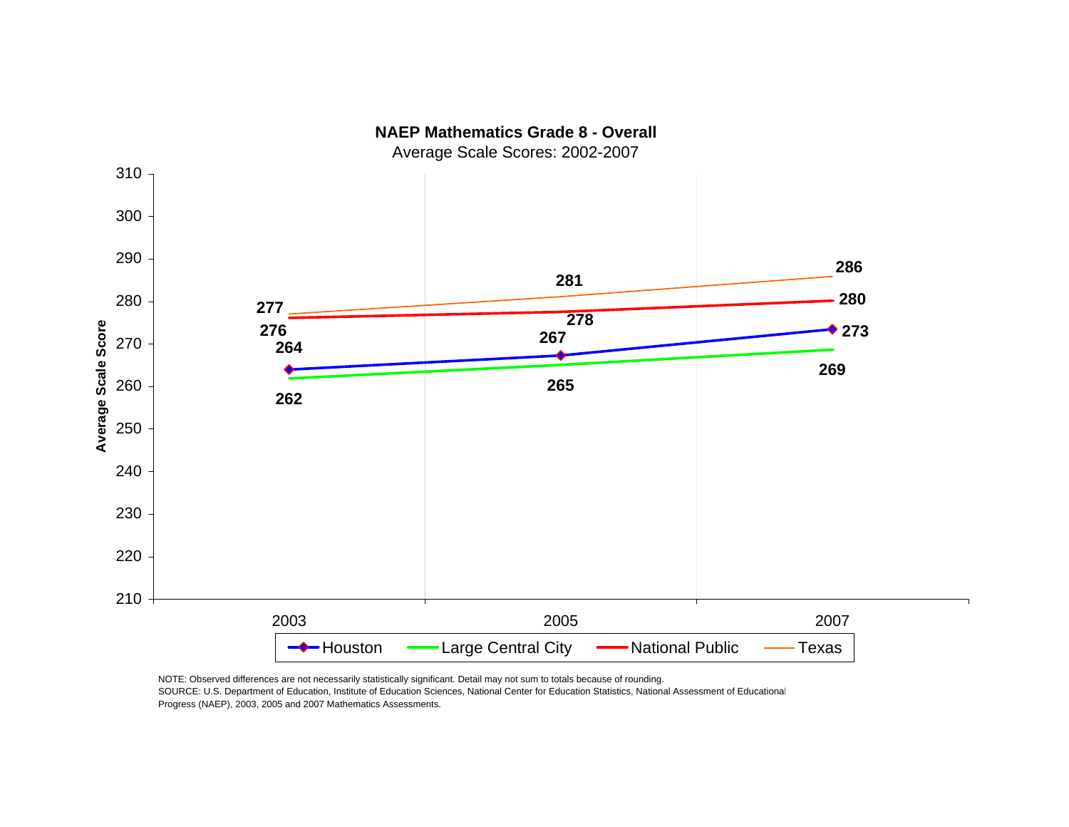**NAEP Mathematics Grade 8 - Overall**

Average Scale Scores: 2002-2007

| Year | Houston | Large Central City | National Public | Texas |
|---|---|---|---|---|
| 2003 | 264 | 262 | 276 | 277 |
| 2005 | 267 | 265 | 278 | 281 |
| 2007 | 273 | 269 | 280 | 286 |

NOTE: Observed differences are not necessarily statistically significant. Detail may not sum to totals because of rounding.
SOURCE: U.S. Department of Education, Institute of Education Sciences, National Center for Education Statistics, National Assessment of Educational Progress (NAEP), 2003, 2005 and 2007 Mathematics Assessments.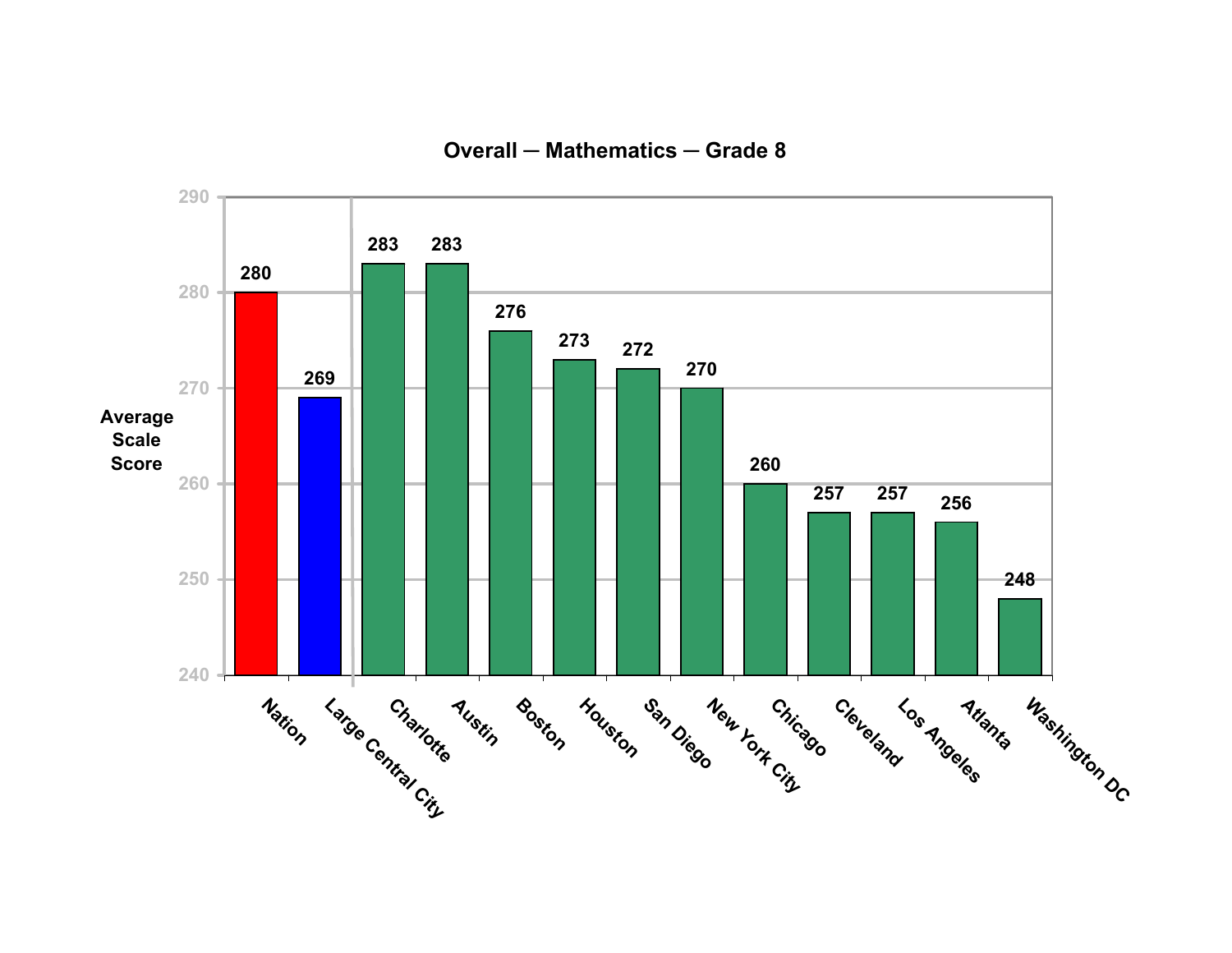**Overall — Mathematics — Grade 8**

| | Average Scale Score |
|---|---|
| Nation | 280 |
| Large Central City | 269 |
| Charlotte | 283 |
| Austin | 283 |
| Boston | 276 |
| Houston | 273 |
| San Diego | 272 |
| New York City | 270 |
| Chicago | 260 |
| Cleveland | 257 |
| Los Angeles | 257 |
| Atlanta | 256 |
| Washington DC | 248 |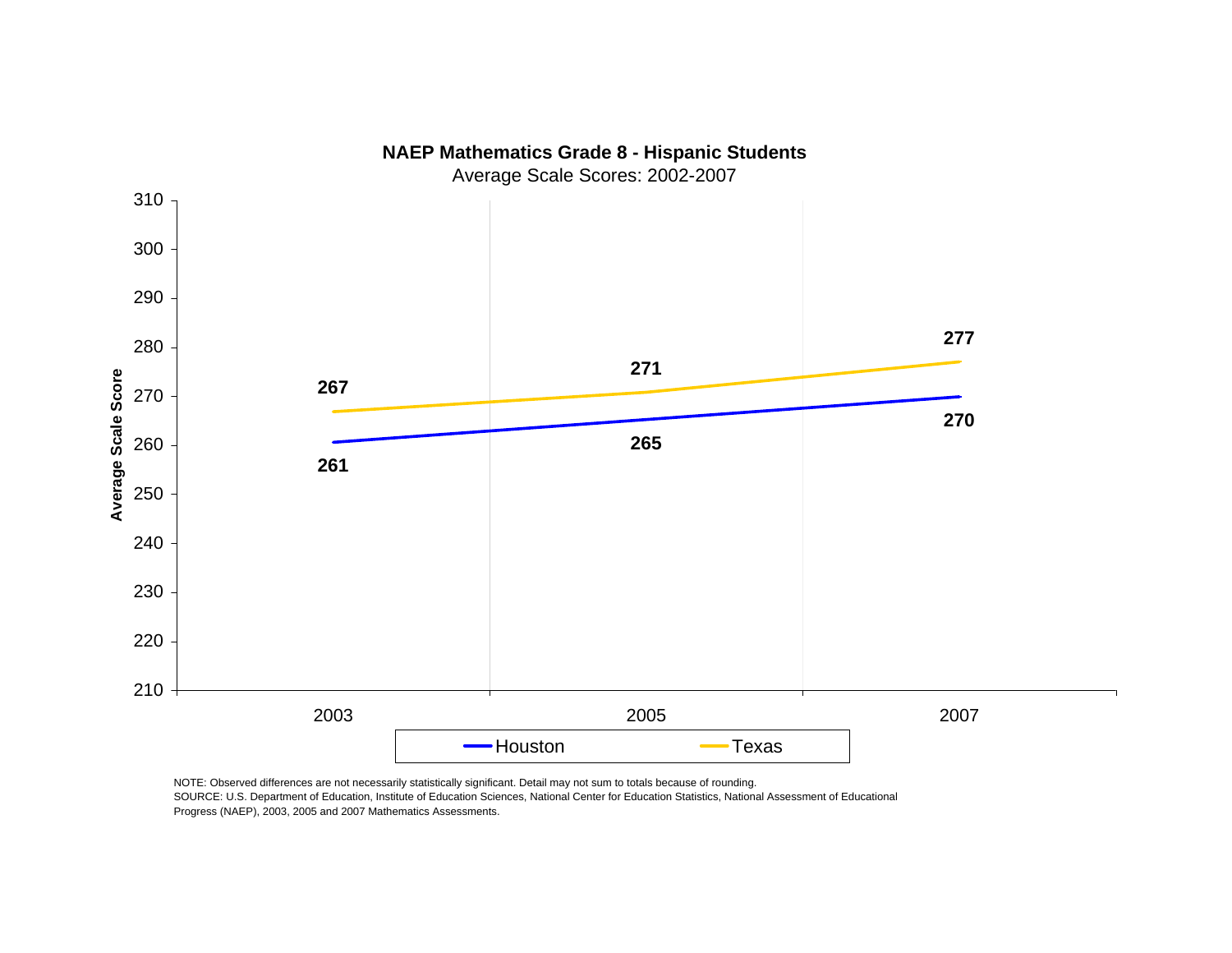**NAEP Mathematics Grade 8 - Hispanic Students**

Average Scale Scores: 2002-2007

| Year | Houston | Texas |
|---|---|---|
| 2003 | 261 | 267 |
| 2005 | 265 | 271 |
| 2007 | 270 | 277 |

NOTE: Observed differences are not necessarily statistically significant. Detail may not sum to totals because of rounding.
SOURCE: U.S. Department of Education, Institute of Education Sciences, National Center for Education Statistics, National Assessment of Educational Progress (NAEP), 2003, 2005 and 2007 Mathematics Assessments.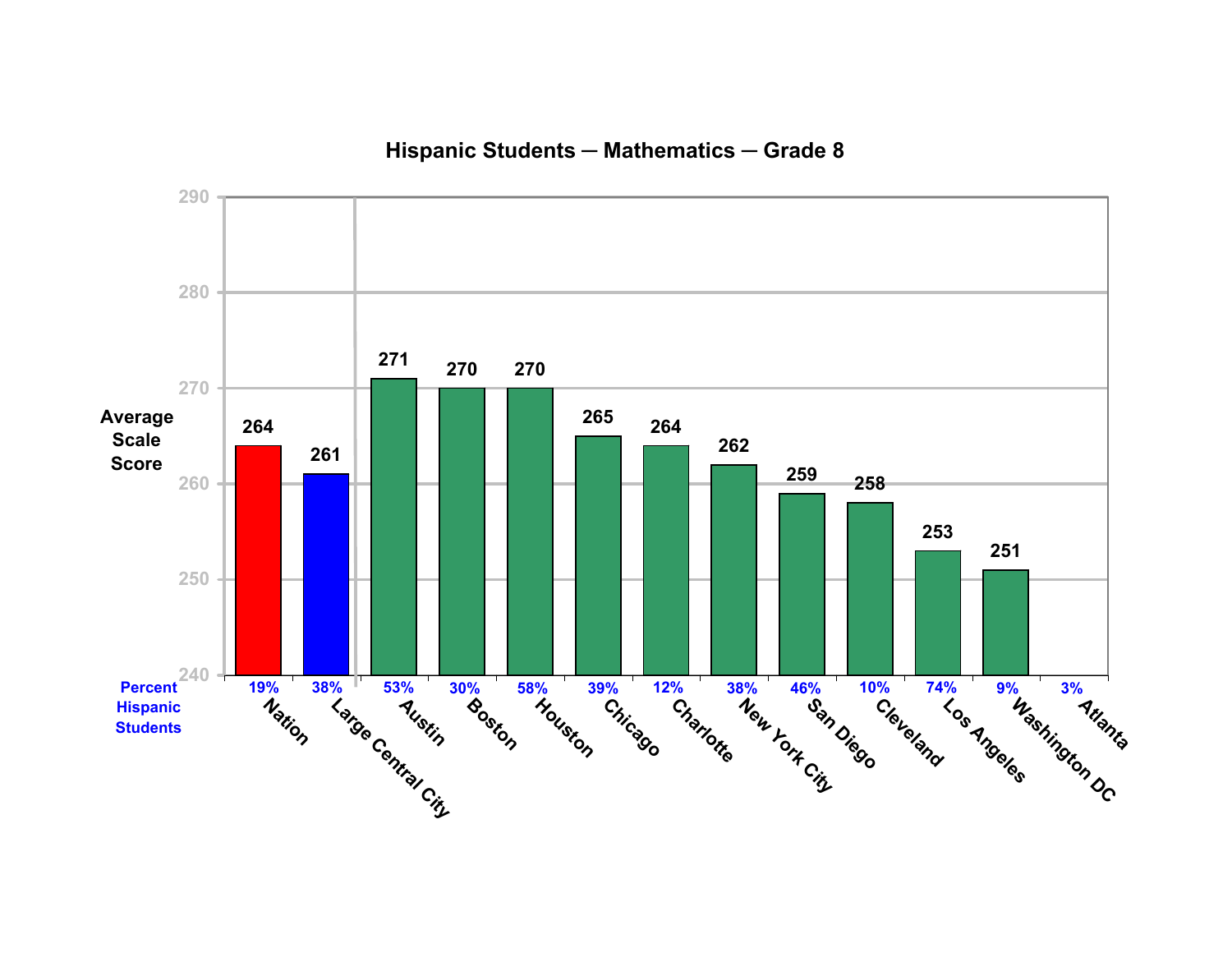## Hispanic Students — Mathematics — Grade 8

| Jurisdiction | Percent Hispanic Students | Average Scale Score |
|---|---|---|
| Nation | 19% | 264 |
| Large Central City | 38% | 261 |
| Austin | 53% | 271 |
| Boston | 30% | 270 |
| Houston | 58% | 270 |
| Chicago | 39% | 265 |
| Charlotte | 12% | 264 |
| New York City | 38% | 262 |
| San Diego | 46% | 259 |
| Cleveland | 10% | 258 |
| Los Angeles | 74% | 253 |
| Washington DC | 9% | 251 |
| Atlanta | 3% | |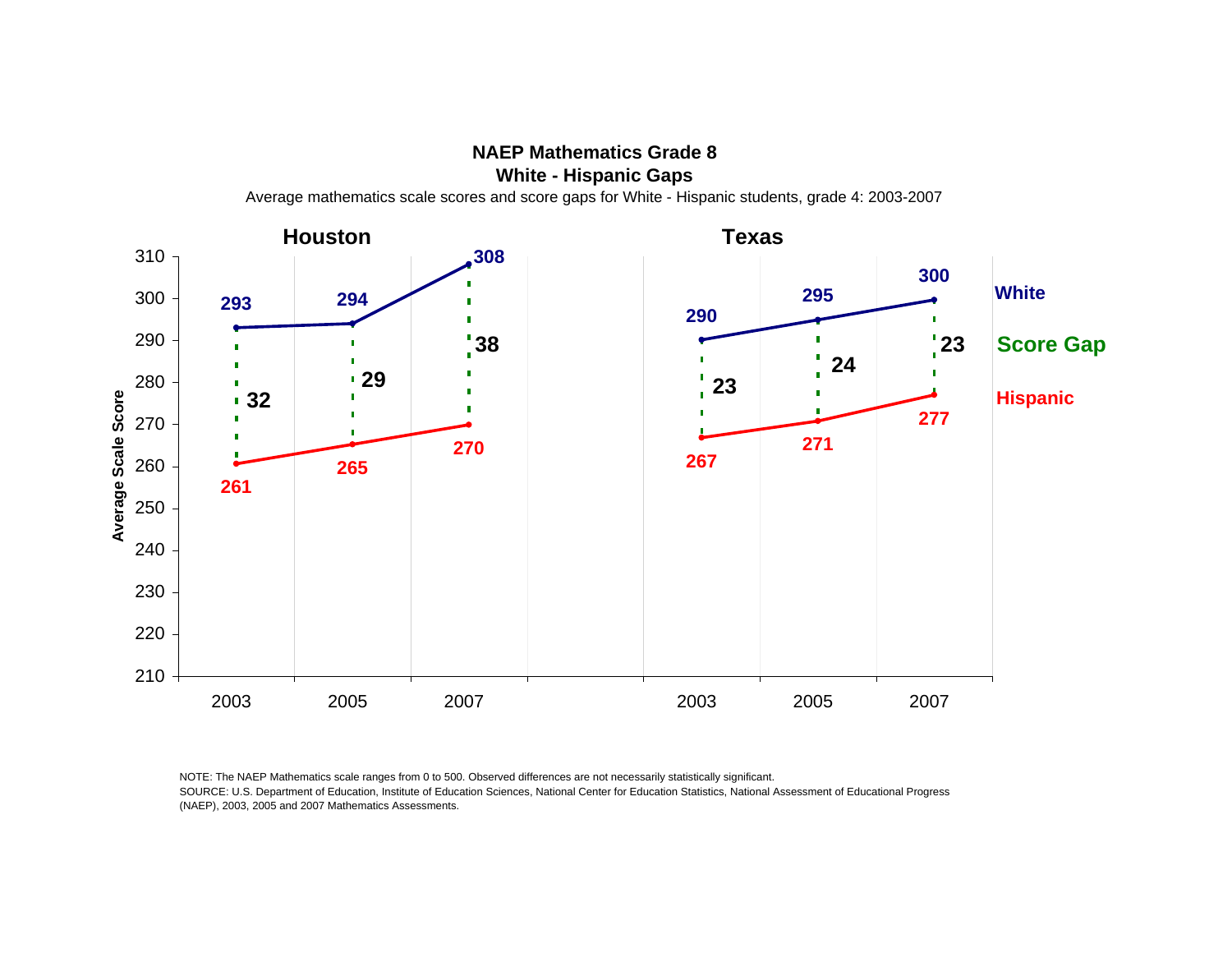# NAEP Mathematics Grade 8
## White - Hispanic Gaps

Average mathematics scale scores and score gaps for White - Hispanic students, grade 4: 2003-2007

### Houston

| Year | White | Hispanic | Score Gap |
|---|---|---|---|
| 2003 | 293 | 261 | 32 |
| 2005 | 294 | 265 | 29 |
| 2007 | 308 | 270 | 38 |

### Texas

| Year | White | Hispanic | Score Gap |
|---|---|---|---|
| 2003 | 290 | 267 | 23 |
| 2005 | 295 | 271 | 24 |
| 2007 | 300 | 277 | 23 |

NOTE: The NAEP Mathematics scale ranges from 0 to 500. Observed differences are not necessarily statistically significant.

SOURCE: U.S. Department of Education, Institute of Education Sciences, National Center for Education Statistics, National Assessment of Educational Progress (NAEP), 2003, 2005 and 2007 Mathematics Assessments.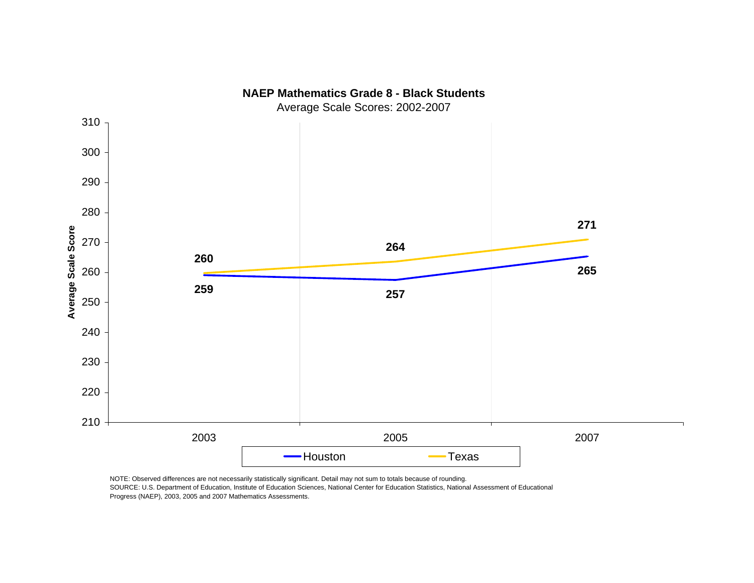**NAEP Mathematics Grade 8 - Black Students**

Average Scale Scores: 2002-2007

| Year | Houston | Texas |
|---|---|---|
| 2003 | 259 | 260 |
| 2005 | 257 | 264 |
| 2007 | 265 | 271 |

NOTE: Observed differences are not necessarily statistically significant. Detail may not sum to totals because of rounding.
SOURCE: U.S. Department of Education, Institute of Education Sciences, National Center for Education Statistics, National Assessment of Educational Progress (NAEP), 2003, 2005 and 2007 Mathematics Assessments.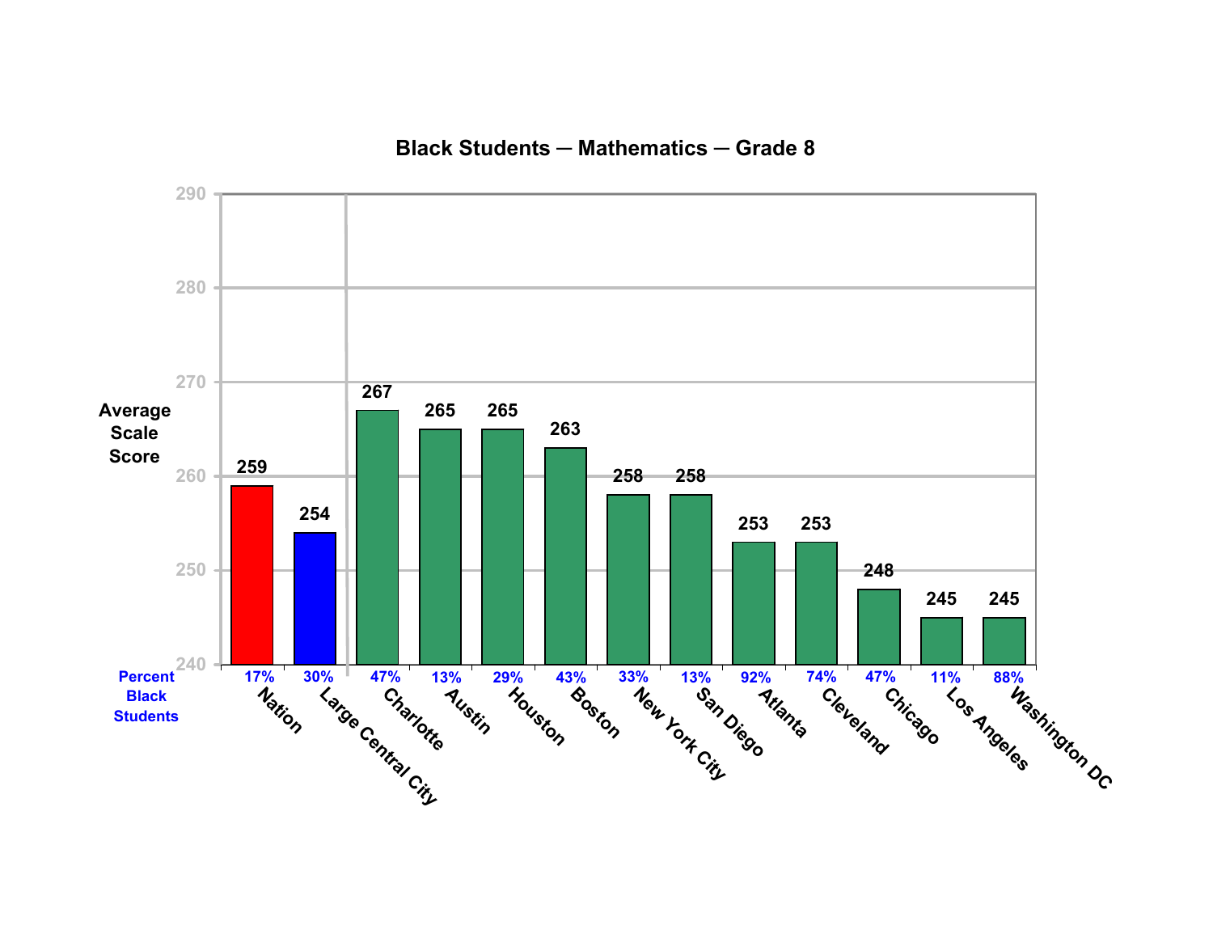## Black Students — Mathematics — Grade 8

| Jurisdiction | Average Scale Score | Percent Black Students |
|---|---|---|
| Nation | 259 | 17% |
| Large Central City | 254 | 30% |
| Charlotte | 267 | 47% |
| Austin | 265 | 13% |
| Houston | 265 | 29% |
| Boston | 263 | 43% |
| New York City | 258 | 33% |
| San Diego | 258 | 13% |
| Atlanta | 253 | 92% |
| Cleveland | 253 | 74% |
| Chicago | 248 | 47% |
| Los Angeles | 245 | 11% |
| Washington DC | 245 | 88% |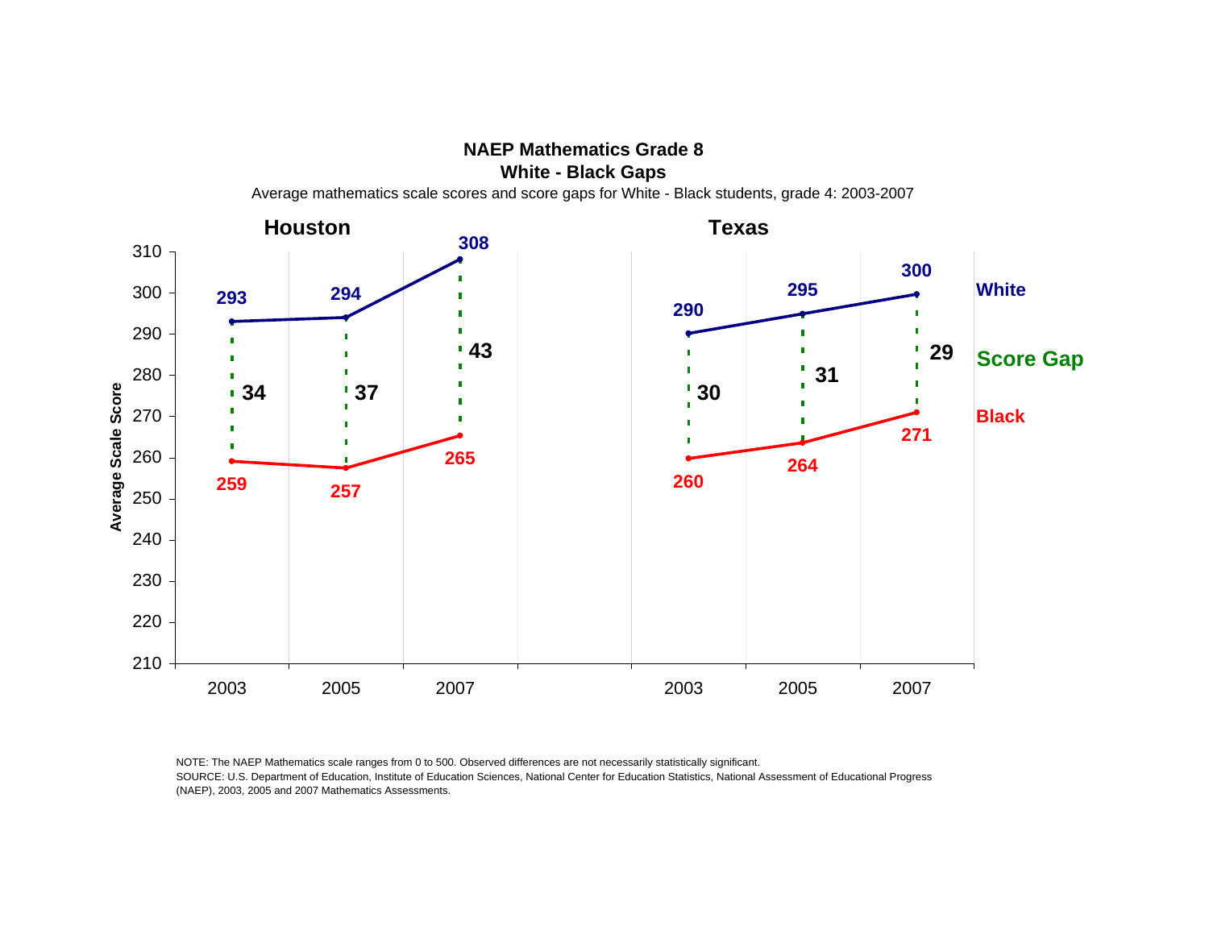**NAEP Mathematics Grade 8**
**White - Black Gaps**

Average mathematics scale scores and score gaps for White - Black students, grade 4: 2003-2007

**Houston**

**Texas**

Average Scale Score

310
300
290
280
270
260
250
240
230
220
210

2003 2005 2007

2003 2005 2007

Houston — White: 293, 294, 308; Score Gap: 34, 37, 43; Black: 259, 257, 265

Texas — White: 290, 295, 300; Score Gap: 30, 31, 29; Black: 260, 264, 271

White

Score Gap

Black

NOTE: The NAEP Mathematics scale ranges from 0 to 500. Observed differences are not necessarily statistically significant.
SOURCE: U.S. Department of Education, Institute of Education Sciences, National Center for Education Statistics, National Assessment of Educational Progress (NAEP), 2003, 2005 and 2007 Mathematics Assessments.